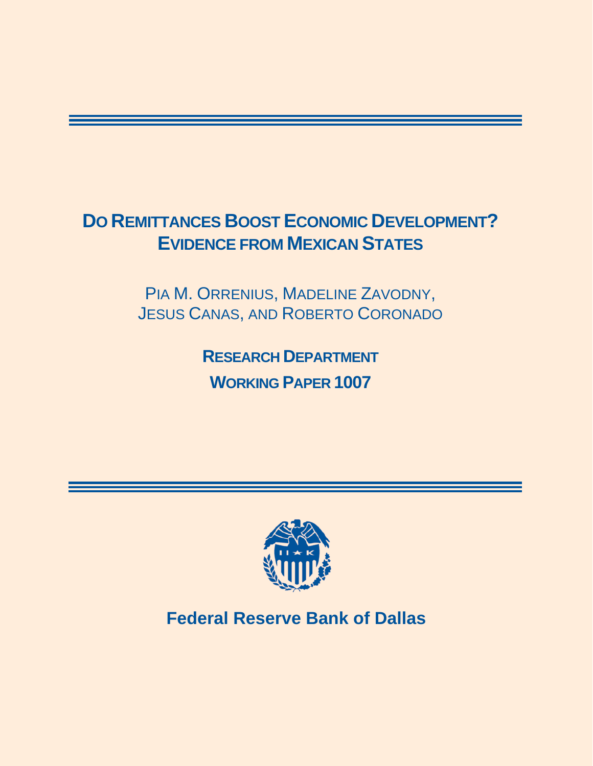# Do Remittances Boost Economic Development? Evidence from Mexican States

Pia M. Orrenius, Madeline Zavodny, Jesus Canas, and Roberto Coronado

**Research Department**

**Working Paper 1007**

**Federal Reserve Bank of Dallas**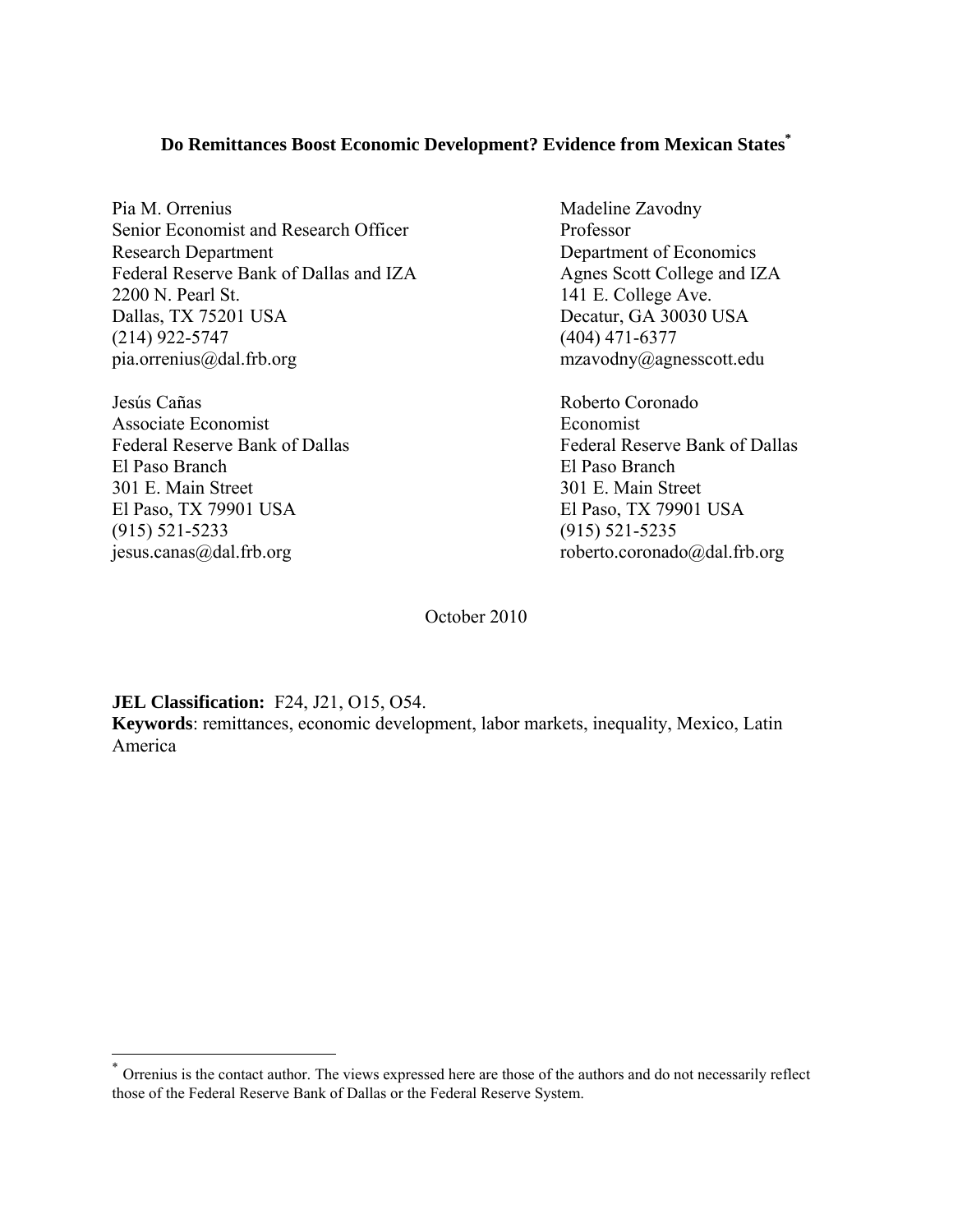# Do Remittances Boost Economic Development? Evidence from Mexican States[*]

Pia M. Orrenius
Senior Economist and Research Officer
Research Department
Federal Reserve Bank of Dallas and IZA
2200 N. Pearl St.
Dallas, TX 75201 USA
(214) 922-5747
pia.orrenius@dal.frb.org

Madeline Zavodny
Professor
Department of Economics
Agnes Scott College and IZA
141 E. College Ave.
Decatur, GA 30030 USA
(404) 471-6377
mzavodny@agnesscott.edu

Jesús Cañas
Associate Economist
Federal Reserve Bank of Dallas
El Paso Branch
301 E. Main Street
El Paso, TX 79901 USA
(915) 521-5233
jesus.canas@dal.frb.org

Roberto Coronado
Economist
Federal Reserve Bank of Dallas
El Paso Branch
301 E. Main Street
El Paso, TX 79901 USA
(915) 521-5235
roberto.coronado@dal.frb.org

October 2010

**JEL Classification:** F24, J21, O15, O54.
**Keywords**: remittances, economic development, labor markets, inequality, Mexico, Latin America

[*] Orrenius is the contact author. The views expressed here are those of the authors and do not necessarily reflect those of the Federal Reserve Bank of Dallas or the Federal Reserve System.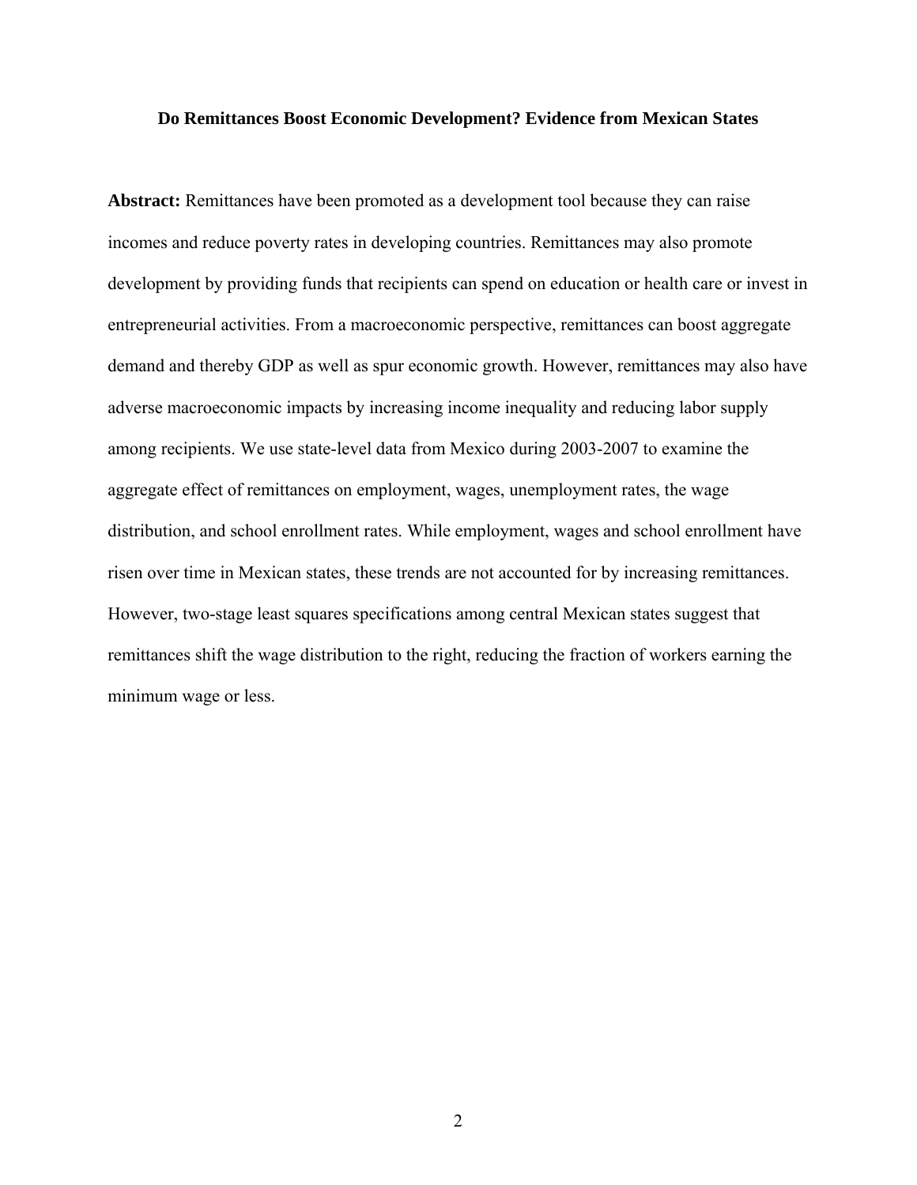**Do Remittances Boost Economic Development? Evidence from Mexican States**

**Abstract:** Remittances have been promoted as a development tool because they can raise incomes and reduce poverty rates in developing countries. Remittances may also promote development by providing funds that recipients can spend on education or health care or invest in entrepreneurial activities. From a macroeconomic perspective, remittances can boost aggregate demand and thereby GDP as well as spur economic growth. However, remittances may also have adverse macroeconomic impacts by increasing income inequality and reducing labor supply among recipients. We use state-level data from Mexico during 2003-2007 to examine the aggregate effect of remittances on employment, wages, unemployment rates, the wage distribution, and school enrollment rates. While employment, wages and school enrollment have risen over time in Mexican states, these trends are not accounted for by increasing remittances. However, two-stage least squares specifications among central Mexican states suggest that remittances shift the wage distribution to the right, reducing the fraction of workers earning the minimum wage or less.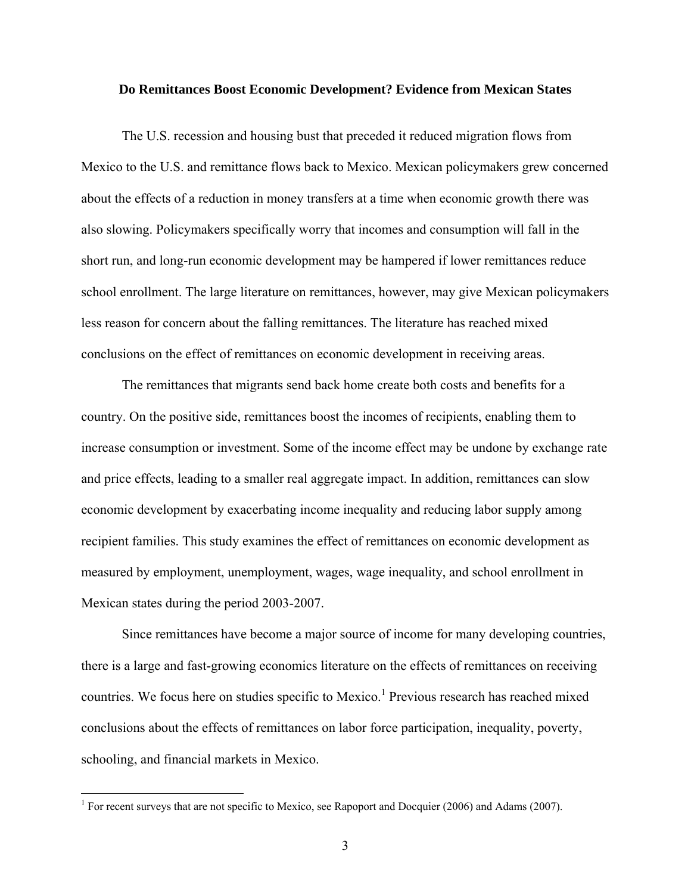**Do Remittances Boost Economic Development? Evidence from Mexican States**

The U.S. recession and housing bust that preceded it reduced migration flows from Mexico to the U.S. and remittance flows back to Mexico. Mexican policymakers grew concerned about the effects of a reduction in money transfers at a time when economic growth there was also slowing. Policymakers specifically worry that incomes and consumption will fall in the short run, and long-run economic development may be hampered if lower remittances reduce school enrollment. The large literature on remittances, however, may give Mexican policymakers less reason for concern about the falling remittances. The literature has reached mixed conclusions on the effect of remittances on economic development in receiving areas.

The remittances that migrants send back home create both costs and benefits for a country. On the positive side, remittances boost the incomes of recipients, enabling them to increase consumption or investment. Some of the income effect may be undone by exchange rate and price effects, leading to a smaller real aggregate impact. In addition, remittances can slow economic development by exacerbating income inequality and reducing labor supply among recipient families. This study examines the effect of remittances on economic development as measured by employment, unemployment, wages, wage inequality, and school enrollment in Mexican states during the period 2003-2007.

Since remittances have become a major source of income for many developing countries, there is a large and fast-growing economics literature on the effects of remittances on receiving countries. We focus here on studies specific to Mexico.[1] Previous research has reached mixed conclusions about the effects of remittances on labor force participation, inequality, poverty, schooling, and financial markets in Mexico.

[1] For recent surveys that are not specific to Mexico, see Rapoport and Docquier (2006) and Adams (2007).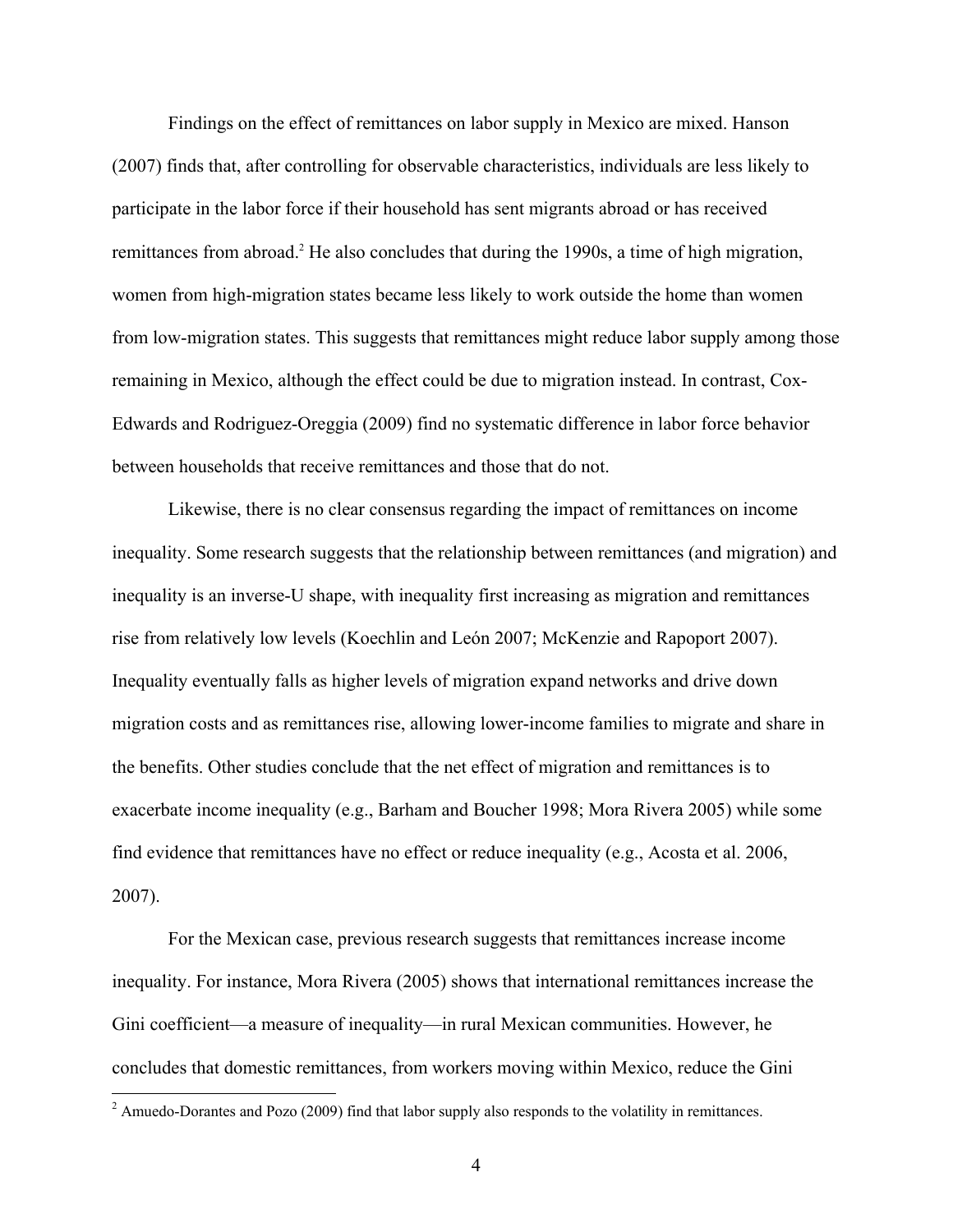Findings on the effect of remittances on labor supply in Mexico are mixed. Hanson (2007) finds that, after controlling for observable characteristics, individuals are less likely to participate in the labor force if their household has sent migrants abroad or has received remittances from abroad.[2] He also concludes that during the 1990s, a time of high migration, women from high-migration states became less likely to work outside the home than women from low-migration states. This suggests that remittances might reduce labor supply among those remaining in Mexico, although the effect could be due to migration instead. In contrast, Cox-Edwards and Rodriguez-Oreggia (2009) find no systematic difference in labor force behavior between households that receive remittances and those that do not.

Likewise, there is no clear consensus regarding the impact of remittances on income inequality. Some research suggests that the relationship between remittances (and migration) and inequality is an inverse-U shape, with inequality first increasing as migration and remittances rise from relatively low levels (Koechlin and León 2007; McKenzie and Rapoport 2007). Inequality eventually falls as higher levels of migration expand networks and drive down migration costs and as remittances rise, allowing lower-income families to migrate and share in the benefits. Other studies conclude that the net effect of migration and remittances is to exacerbate income inequality (e.g., Barham and Boucher 1998; Mora Rivera 2005) while some find evidence that remittances have no effect or reduce inequality (e.g., Acosta et al. 2006, 2007).

For the Mexican case, previous research suggests that remittances increase income inequality. For instance, Mora Rivera (2005) shows that international remittances increase the Gini coefficient—a measure of inequality—in rural Mexican communities. However, he concludes that domestic remittances, from workers moving within Mexico, reduce the Gini

[2] Amuedo-Dorantes and Pozo (2009) find that labor supply also responds to the volatility in remittances.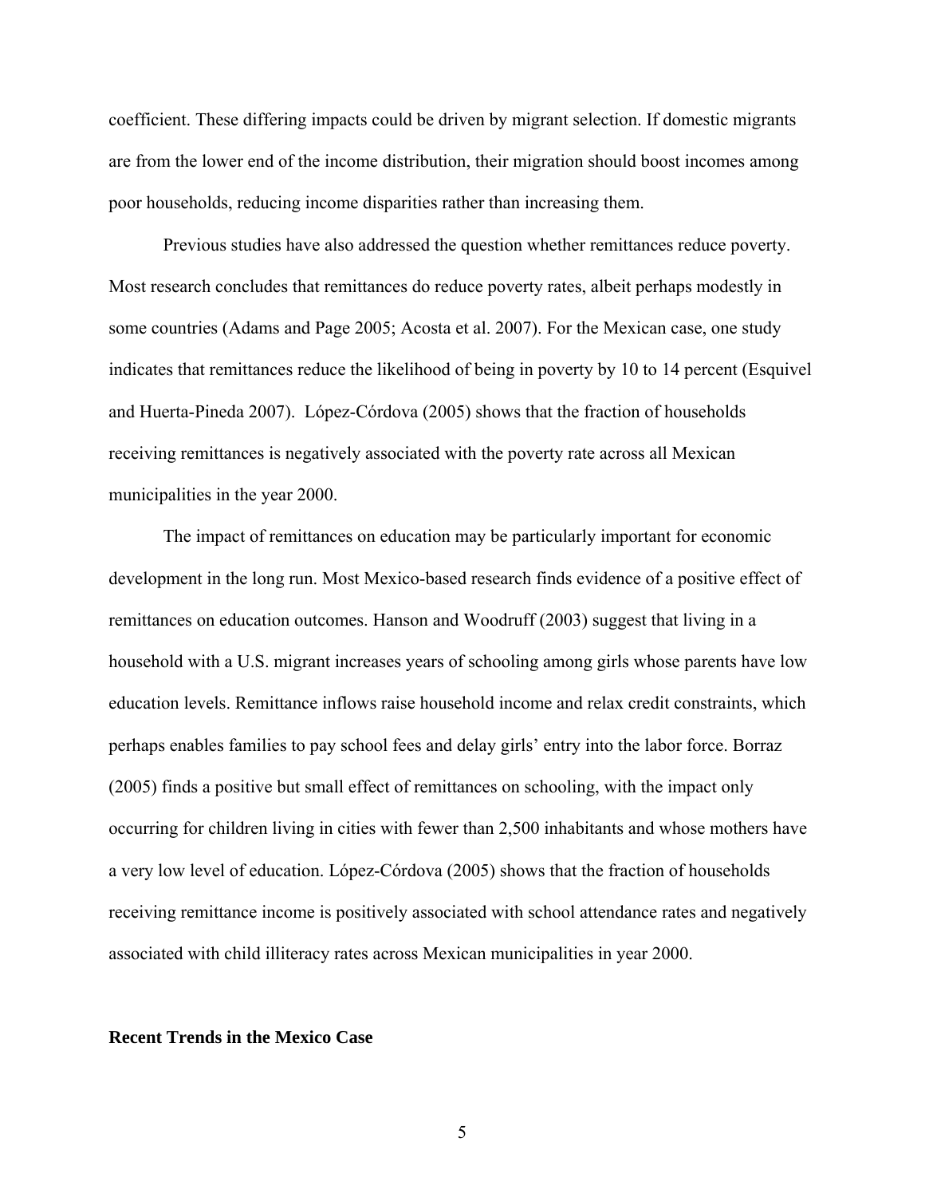coefficient. These differing impacts could be driven by migrant selection. If domestic migrants are from the lower end of the income distribution, their migration should boost incomes among poor households, reducing income disparities rather than increasing them.

Previous studies have also addressed the question whether remittances reduce poverty. Most research concludes that remittances do reduce poverty rates, albeit perhaps modestly in some countries (Adams and Page 2005; Acosta et al. 2007). For the Mexican case, one study indicates that remittances reduce the likelihood of being in poverty by 10 to 14 percent (Esquivel and Huerta-Pineda 2007). López-Córdova (2005) shows that the fraction of households receiving remittances is negatively associated with the poverty rate across all Mexican municipalities in the year 2000.

The impact of remittances on education may be particularly important for economic development in the long run. Most Mexico-based research finds evidence of a positive effect of remittances on education outcomes. Hanson and Woodruff (2003) suggest that living in a household with a U.S. migrant increases years of schooling among girls whose parents have low education levels. Remittance inflows raise household income and relax credit constraints, which perhaps enables families to pay school fees and delay girls' entry into the labor force. Borraz (2005) finds a positive but small effect of remittances on schooling, with the impact only occurring for children living in cities with fewer than 2,500 inhabitants and whose mothers have a very low level of education. López-Córdova (2005) shows that the fraction of households receiving remittance income is positively associated with school attendance rates and negatively associated with child illiteracy rates across Mexican municipalities in year 2000.

## Recent Trends in the Mexico Case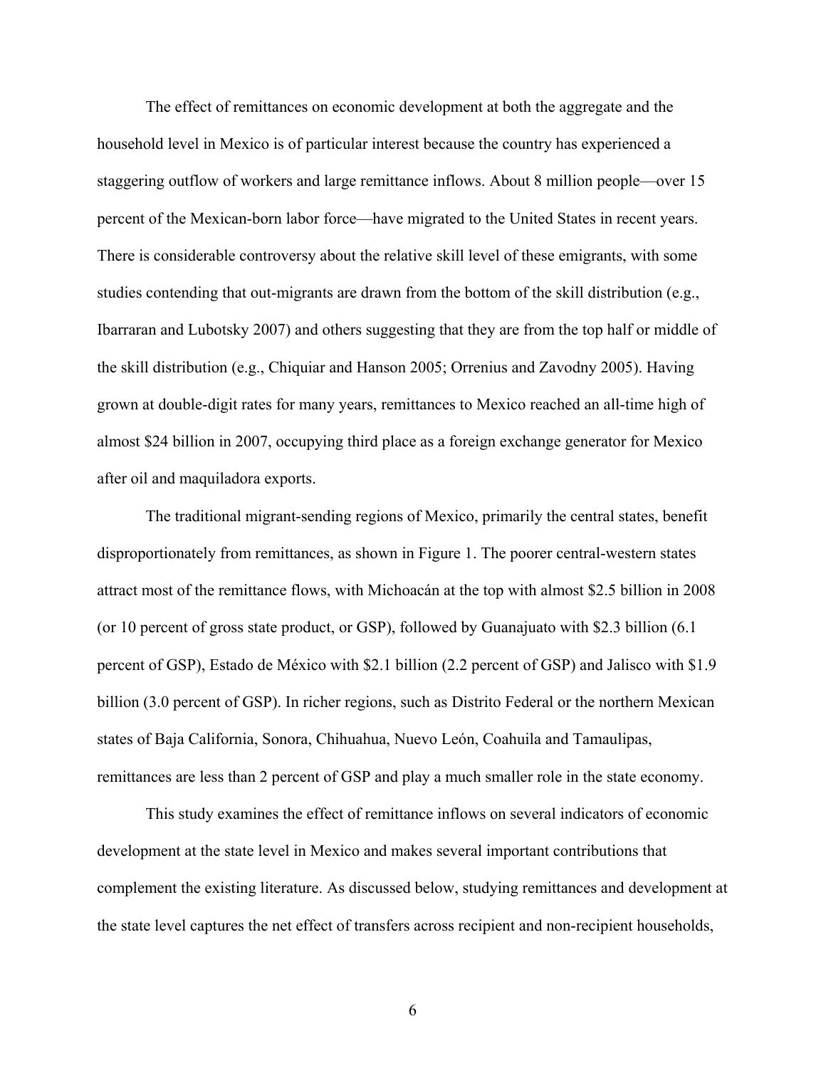The effect of remittances on economic development at both the aggregate and the household level in Mexico is of particular interest because the country has experienced a staggering outflow of workers and large remittance inflows. About 8 million people—over 15 percent of the Mexican-born labor force—have migrated to the United States in recent years. There is considerable controversy about the relative skill level of these emigrants, with some studies contending that out-migrants are drawn from the bottom of the skill distribution (e.g., Ibarraran and Lubotsky 2007) and others suggesting that they are from the top half or middle of the skill distribution (e.g., Chiquiar and Hanson 2005; Orrenius and Zavodny 2005). Having grown at double-digit rates for many years, remittances to Mexico reached an all-time high of almost $24 billion in 2007, occupying third place as a foreign exchange generator for Mexico after oil and maquiladora exports.

The traditional migrant-sending regions of Mexico, primarily the central states, benefit disproportionately from remittances, as shown in Figure 1. The poorer central-western states attract most of the remittance flows, with Michoacán at the top with almost $2.5 billion in 2008 (or 10 percent of gross state product, or GSP), followed by Guanajuato with $2.3 billion (6.1 percent of GSP), Estado de México with $2.1 billion (2.2 percent of GSP) and Jalisco with $1.9 billion (3.0 percent of GSP). In richer regions, such as Distrito Federal or the northern Mexican states of Baja California, Sonora, Chihuahua, Nuevo León, Coahuila and Tamaulipas, remittances are less than 2 percent of GSP and play a much smaller role in the state economy.

This study examines the effect of remittance inflows on several indicators of economic development at the state level in Mexico and makes several important contributions that complement the existing literature. As discussed below, studying remittances and development at the state level captures the net effect of transfers across recipient and non-recipient households,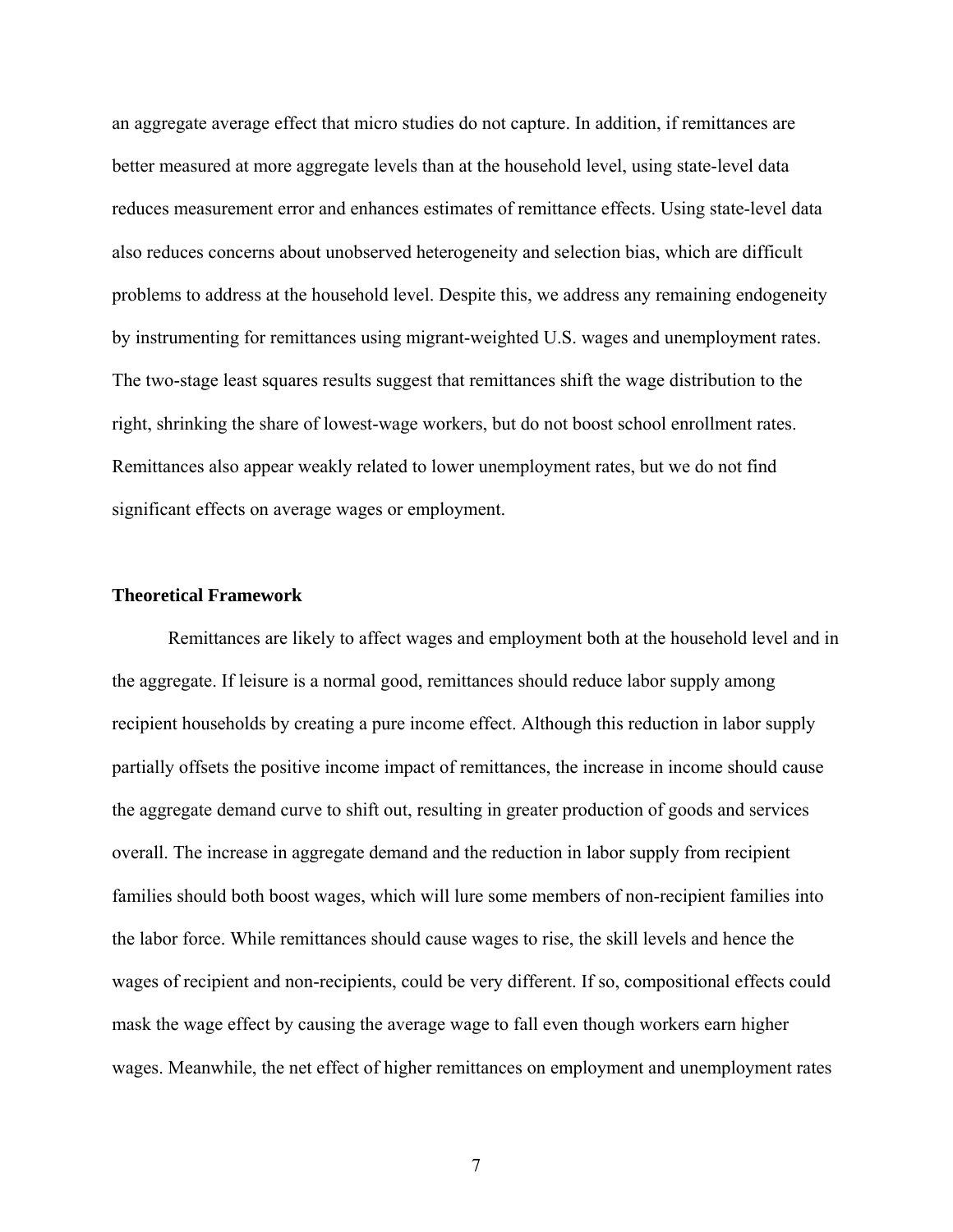an aggregate average effect that micro studies do not capture. In addition, if remittances are better measured at more aggregate levels than at the household level, using state-level data reduces measurement error and enhances estimates of remittance effects. Using state-level data also reduces concerns about unobserved heterogeneity and selection bias, which are difficult problems to address at the household level. Despite this, we address any remaining endogeneity by instrumenting for remittances using migrant-weighted U.S. wages and unemployment rates. The two-stage least squares results suggest that remittances shift the wage distribution to the right, shrinking the share of lowest-wage workers, but do not boost school enrollment rates. Remittances also appear weakly related to lower unemployment rates, but we do not find significant effects on average wages or employment.

## Theoretical Framework

Remittances are likely to affect wages and employment both at the household level and in the aggregate. If leisure is a normal good, remittances should reduce labor supply among recipient households by creating a pure income effect. Although this reduction in labor supply partially offsets the positive income impact of remittances, the increase in income should cause the aggregate demand curve to shift out, resulting in greater production of goods and services overall. The increase in aggregate demand and the reduction in labor supply from recipient families should both boost wages, which will lure some members of non-recipient families into the labor force. While remittances should cause wages to rise, the skill levels and hence the wages of recipient and non-recipients, could be very different. If so, compositional effects could mask the wage effect by causing the average wage to fall even though workers earn higher wages. Meanwhile, the net effect of higher remittances on employment and unemployment rates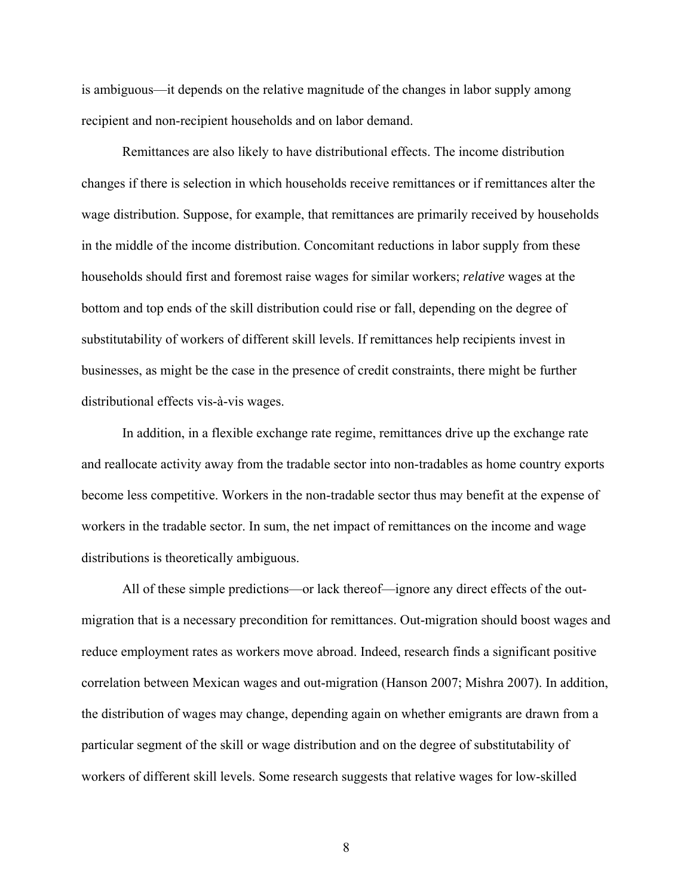is ambiguous—it depends on the relative magnitude of the changes in labor supply among recipient and non-recipient households and on labor demand.

Remittances are also likely to have distributional effects. The income distribution changes if there is selection in which households receive remittances or if remittances alter the wage distribution. Suppose, for example, that remittances are primarily received by households in the middle of the income distribution. Concomitant reductions in labor supply from these households should first and foremost raise wages for similar workers; *relative* wages at the bottom and top ends of the skill distribution could rise or fall, depending on the degree of substitutability of workers of different skill levels. If remittances help recipients invest in businesses, as might be the case in the presence of credit constraints, there might be further distributional effects vis-à-vis wages.

In addition, in a flexible exchange rate regime, remittances drive up the exchange rate and reallocate activity away from the tradable sector into non-tradables as home country exports become less competitive. Workers in the non-tradable sector thus may benefit at the expense of workers in the tradable sector. In sum, the net impact of remittances on the income and wage distributions is theoretically ambiguous.

All of these simple predictions—or lack thereof—ignore any direct effects of the out-migration that is a necessary precondition for remittances. Out-migration should boost wages and reduce employment rates as workers move abroad. Indeed, research finds a significant positive correlation between Mexican wages and out-migration (Hanson 2007; Mishra 2007). In addition, the distribution of wages may change, depending again on whether emigrants are drawn from a particular segment of the skill or wage distribution and on the degree of substitutability of workers of different skill levels. Some research suggests that relative wages for low-skilled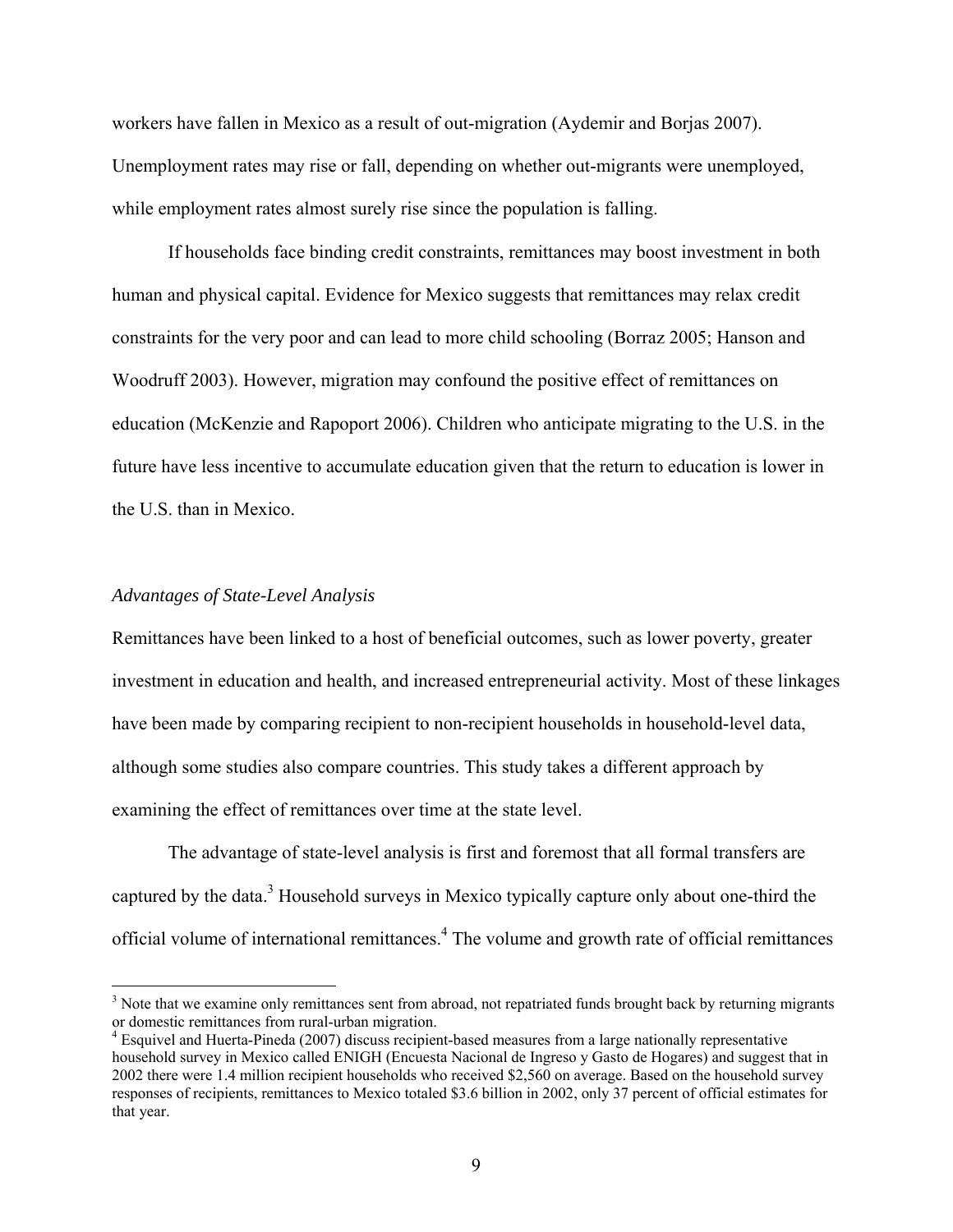workers have fallen in Mexico as a result of out-migration (Aydemir and Borjas 2007). Unemployment rates may rise or fall, depending on whether out-migrants were unemployed, while employment rates almost surely rise since the population is falling.

If households face binding credit constraints, remittances may boost investment in both human and physical capital. Evidence for Mexico suggests that remittances may relax credit constraints for the very poor and can lead to more child schooling (Borraz 2005; Hanson and Woodruff 2003). However, migration may confound the positive effect of remittances on education (McKenzie and Rapoport 2006). Children who anticipate migrating to the U.S. in the future have less incentive to accumulate education given that the return to education is lower in the U.S. than in Mexico.

*Advantages of State-Level Analysis*

Remittances have been linked to a host of beneficial outcomes, such as lower poverty, greater investment in education and health, and increased entrepreneurial activity. Most of these linkages have been made by comparing recipient to non-recipient households in household-level data, although some studies also compare countries. This study takes a different approach by examining the effect of remittances over time at the state level.

The advantage of state-level analysis is first and foremost that all formal transfers are captured by the data.[3] Household surveys in Mexico typically capture only about one-third the official volume of international remittances.[4] The volume and growth rate of official remittances

[3] Note that we examine only remittances sent from abroad, not repatriated funds brought back by returning migrants or domestic remittances from rural-urban migration.

[4] Esquivel and Huerta-Pineda (2007) discuss recipient-based measures from a large nationally representative household survey in Mexico called ENIGH (Encuesta Nacional de Ingreso y Gasto de Hogares) and suggest that in 2002 there were 1.4 million recipient households who received $2,560 on average. Based on the household survey responses of recipients, remittances to Mexico totaled $3.6 billion in 2002, only 37 percent of official estimates for that year.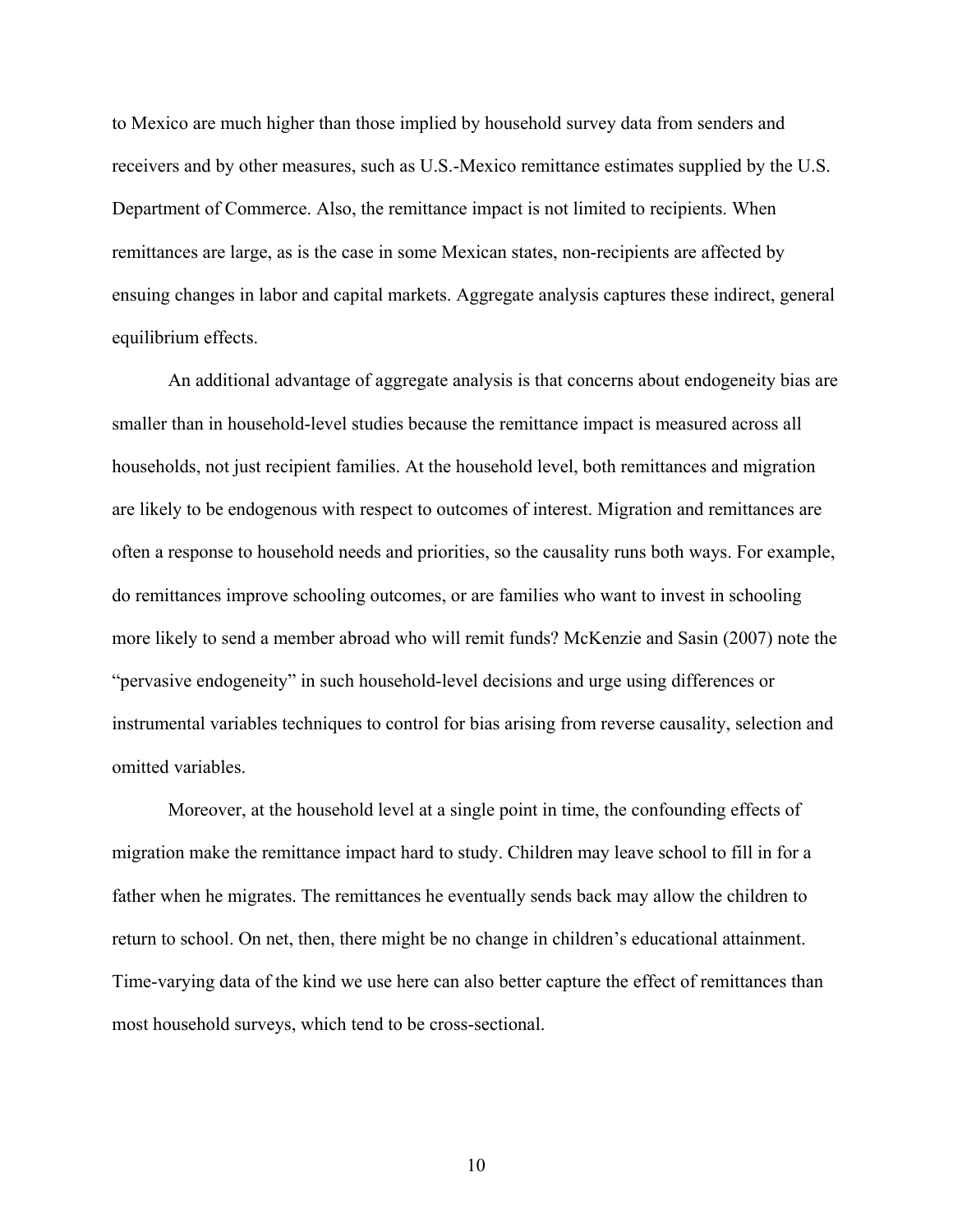to Mexico are much higher than those implied by household survey data from senders and receivers and by other measures, such as U.S.-Mexico remittance estimates supplied by the U.S. Department of Commerce. Also, the remittance impact is not limited to recipients. When remittances are large, as is the case in some Mexican states, non-recipients are affected by ensuing changes in labor and capital markets. Aggregate analysis captures these indirect, general equilibrium effects.

An additional advantage of aggregate analysis is that concerns about endogeneity bias are smaller than in household-level studies because the remittance impact is measured across all households, not just recipient families. At the household level, both remittances and migration are likely to be endogenous with respect to outcomes of interest. Migration and remittances are often a response to household needs and priorities, so the causality runs both ways. For example, do remittances improve schooling outcomes, or are families who want to invest in schooling more likely to send a member abroad who will remit funds? McKenzie and Sasin (2007) note the "pervasive endogeneity" in such household-level decisions and urge using differences or instrumental variables techniques to control for bias arising from reverse causality, selection and omitted variables.

Moreover, at the household level at a single point in time, the confounding effects of migration make the remittance impact hard to study. Children may leave school to fill in for a father when he migrates. The remittances he eventually sends back may allow the children to return to school. On net, then, there might be no change in children's educational attainment. Time-varying data of the kind we use here can also better capture the effect of remittances than most household surveys, which tend to be cross-sectional.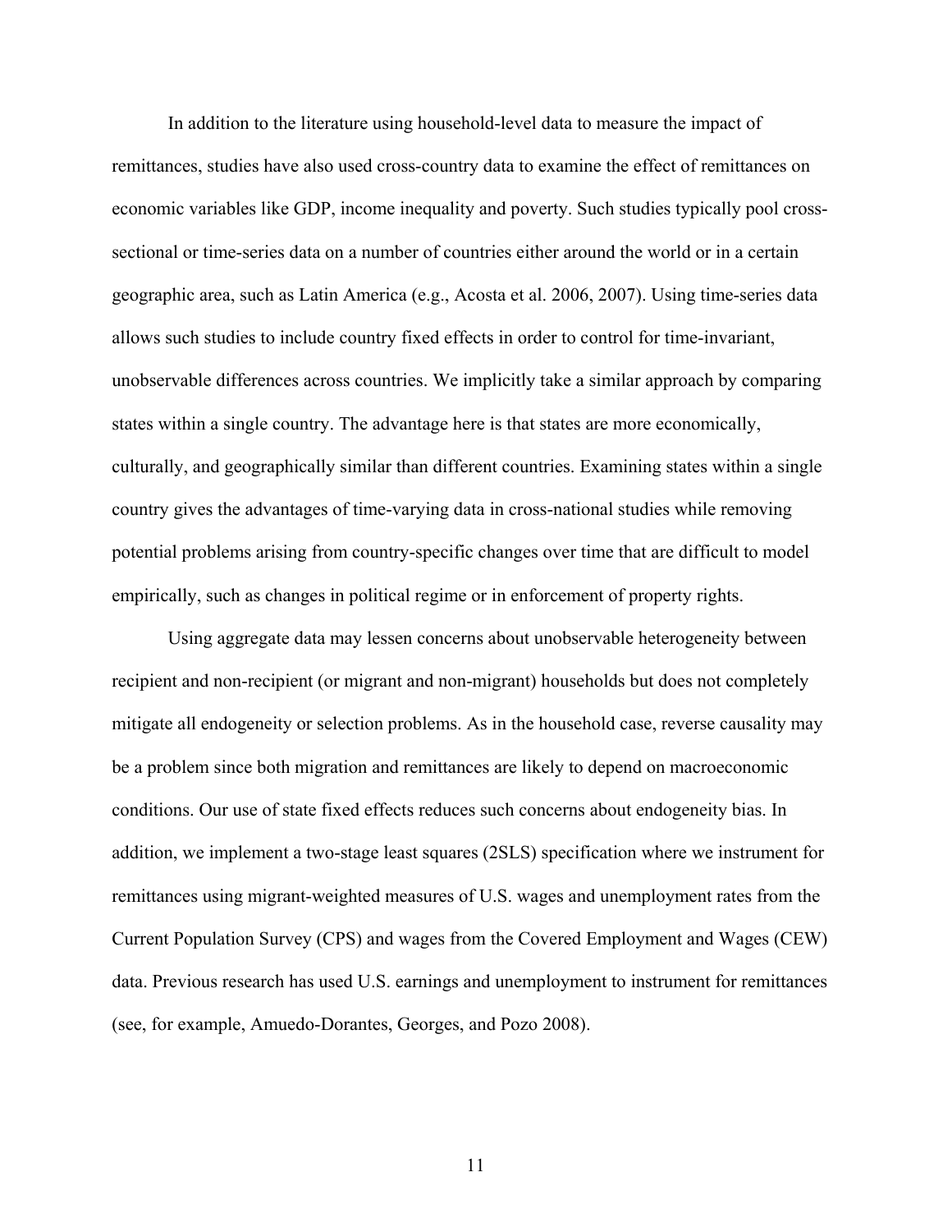In addition to the literature using household-level data to measure the impact of remittances, studies have also used cross-country data to examine the effect of remittances on economic variables like GDP, income inequality and poverty. Such studies typically pool cross-sectional or time-series data on a number of countries either around the world or in a certain geographic area, such as Latin America (e.g., Acosta et al. 2006, 2007). Using time-series data allows such studies to include country fixed effects in order to control for time-invariant, unobservable differences across countries. We implicitly take a similar approach by comparing states within a single country. The advantage here is that states are more economically, culturally, and geographically similar than different countries. Examining states within a single country gives the advantages of time-varying data in cross-national studies while removing potential problems arising from country-specific changes over time that are difficult to model empirically, such as changes in political regime or in enforcement of property rights.

Using aggregate data may lessen concerns about unobservable heterogeneity between recipient and non-recipient (or migrant and non-migrant) households but does not completely mitigate all endogeneity or selection problems. As in the household case, reverse causality may be a problem since both migration and remittances are likely to depend on macroeconomic conditions. Our use of state fixed effects reduces such concerns about endogeneity bias. In addition, we implement a two-stage least squares (2SLS) specification where we instrument for remittances using migrant-weighted measures of U.S. wages and unemployment rates from the Current Population Survey (CPS) and wages from the Covered Employment and Wages (CEW) data. Previous research has used U.S. earnings and unemployment to instrument for remittances (see, for example, Amuedo-Dorantes, Georges, and Pozo 2008).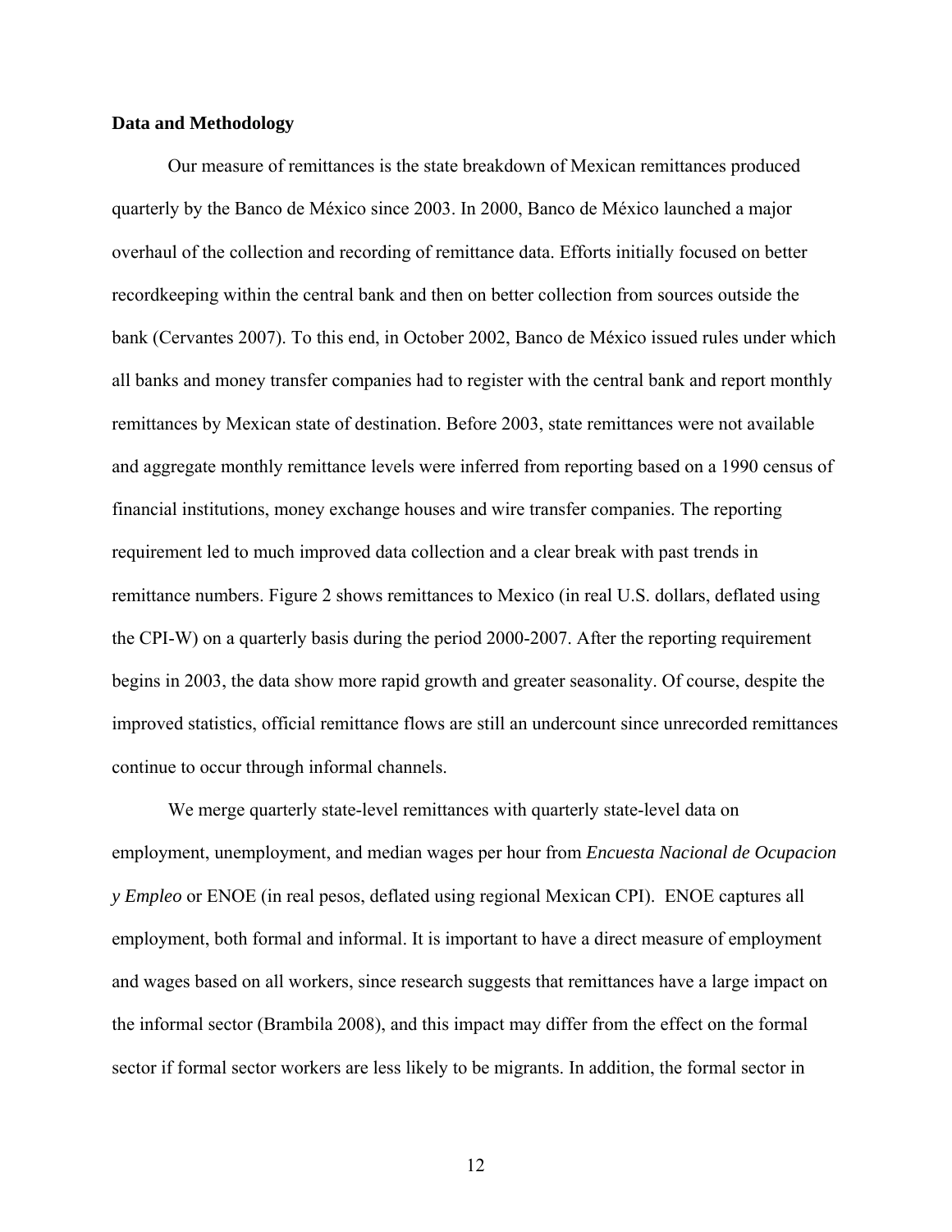**Data and Methodology**

Our measure of remittances is the state breakdown of Mexican remittances produced quarterly by the Banco de México since 2003. In 2000, Banco de México launched a major overhaul of the collection and recording of remittance data. Efforts initially focused on better recordkeeping within the central bank and then on better collection from sources outside the bank (Cervantes 2007). To this end, in October 2002, Banco de México issued rules under which all banks and money transfer companies had to register with the central bank and report monthly remittances by Mexican state of destination. Before 2003, state remittances were not available and aggregate monthly remittance levels were inferred from reporting based on a 1990 census of financial institutions, money exchange houses and wire transfer companies. The reporting requirement led to much improved data collection and a clear break with past trends in remittance numbers. Figure 2 shows remittances to Mexico (in real U.S. dollars, deflated using the CPI-W) on a quarterly basis during the period 2000-2007. After the reporting requirement begins in 2003, the data show more rapid growth and greater seasonality. Of course, despite the improved statistics, official remittance flows are still an undercount since unrecorded remittances continue to occur through informal channels.

We merge quarterly state-level remittances with quarterly state-level data on employment, unemployment, and median wages per hour from *Encuesta Nacional de Ocupacion y Empleo* or ENOE (in real pesos, deflated using regional Mexican CPI). ENOE captures all employment, both formal and informal. It is important to have a direct measure of employment and wages based on all workers, since research suggests that remittances have a large impact on the informal sector (Brambila 2008), and this impact may differ from the effect on the formal sector if formal sector workers are less likely to be migrants. In addition, the formal sector in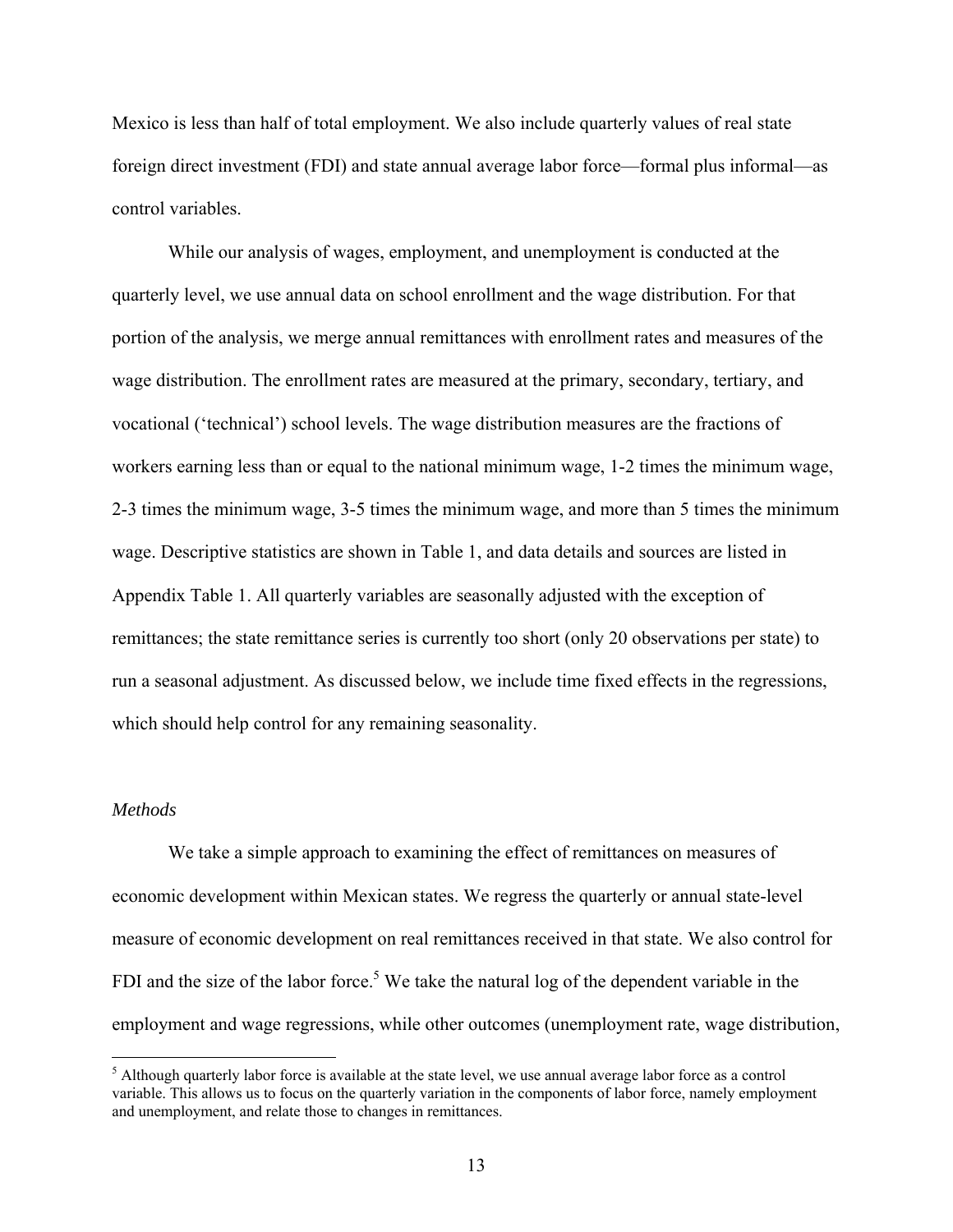Mexico is less than half of total employment. We also include quarterly values of real state foreign direct investment (FDI) and state annual average labor force—formal plus informal—as control variables.

While our analysis of wages, employment, and unemployment is conducted at the quarterly level, we use annual data on school enrollment and the wage distribution. For that portion of the analysis, we merge annual remittances with enrollment rates and measures of the wage distribution. The enrollment rates are measured at the primary, secondary, tertiary, and vocational ('technical') school levels. The wage distribution measures are the fractions of workers earning less than or equal to the national minimum wage, 1-2 times the minimum wage, 2-3 times the minimum wage, 3-5 times the minimum wage, and more than 5 times the minimum wage. Descriptive statistics are shown in Table 1, and data details and sources are listed in Appendix Table 1. All quarterly variables are seasonally adjusted with the exception of remittances; the state remittance series is currently too short (only 20 observations per state) to run a seasonal adjustment. As discussed below, we include time fixed effects in the regressions, which should help control for any remaining seasonality.

*Methods*

We take a simple approach to examining the effect of remittances on measures of economic development within Mexican states. We regress the quarterly or annual state-level measure of economic development on real remittances received in that state. We also control for FDI and the size of the labor force.[5] We take the natural log of the dependent variable in the employment and wage regressions, while other outcomes (unemployment rate, wage distribution,

[5] Although quarterly labor force is available at the state level, we use annual average labor force as a control variable. This allows us to focus on the quarterly variation in the components of labor force, namely employment and unemployment, and relate those to changes in remittances.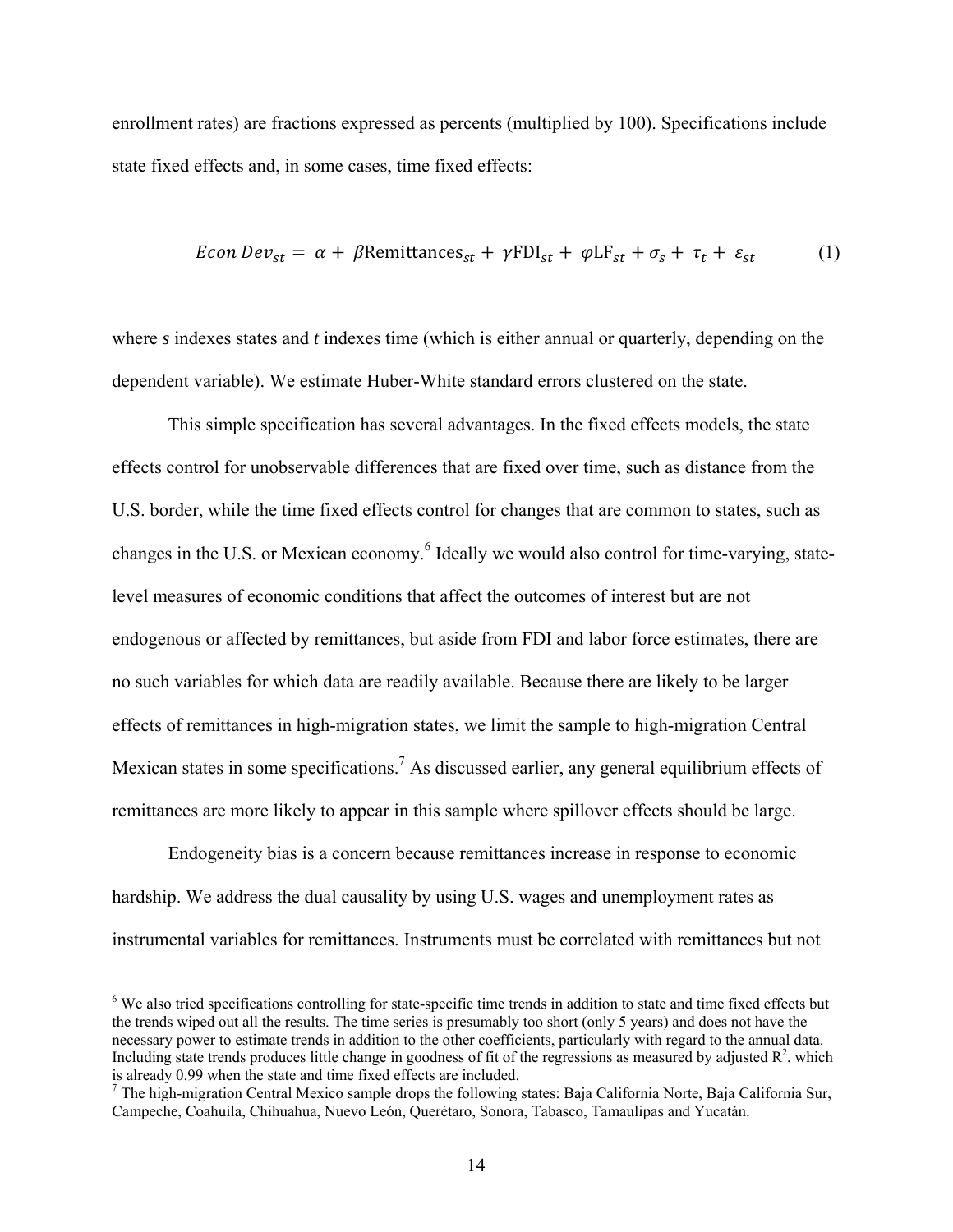enrollment rates) are fractions expressed as percents (multiplied by 100). Specifications include state fixed effects and, in some cases, time fixed effects:

$$Econ\ Dev_{st} = \alpha + \beta \text{Remittances}_{st} + \gamma \text{FDI}_{st} + \varphi \text{LF}_{st} + \sigma_s + \tau_t + \varepsilon_{st} \tag{1}$$

where *s* indexes states and *t* indexes time (which is either annual or quarterly, depending on the dependent variable). We estimate Huber-White standard errors clustered on the state.

This simple specification has several advantages. In the fixed effects models, the state effects control for unobservable differences that are fixed over time, such as distance from the U.S. border, while the time fixed effects control for changes that are common to states, such as changes in the U.S. or Mexican economy.[6] Ideally we would also control for time-varying, state-level measures of economic conditions that affect the outcomes of interest but are not endogenous or affected by remittances, but aside from FDI and labor force estimates, there are no such variables for which data are readily available. Because there are likely to be larger effects of remittances in high-migration states, we limit the sample to high-migration Central Mexican states in some specifications.[7] As discussed earlier, any general equilibrium effects of remittances are more likely to appear in this sample where spillover effects should be large.

Endogeneity bias is a concern because remittances increase in response to economic hardship. We address the dual causality by using U.S. wages and unemployment rates as instrumental variables for remittances. Instruments must be correlated with remittances but not

---

[6] We also tried specifications controlling for state-specific time trends in addition to state and time fixed effects but the trends wiped out all the results. The time series is presumably too short (only 5 years) and does not have the necessary power to estimate trends in addition to the other coefficients, particularly with regard to the annual data. Including state trends produces little change in goodness of fit of the regressions as measured by adjusted $R^2$, which is already 0.99 when the state and time fixed effects are included.

[7] The high-migration Central Mexico sample drops the following states: Baja California Norte, Baja California Sur, Campeche, Coahuila, Chihuahua, Nuevo León, Querétaro, Sonora, Tabasco, Tamaulipas and Yucatán.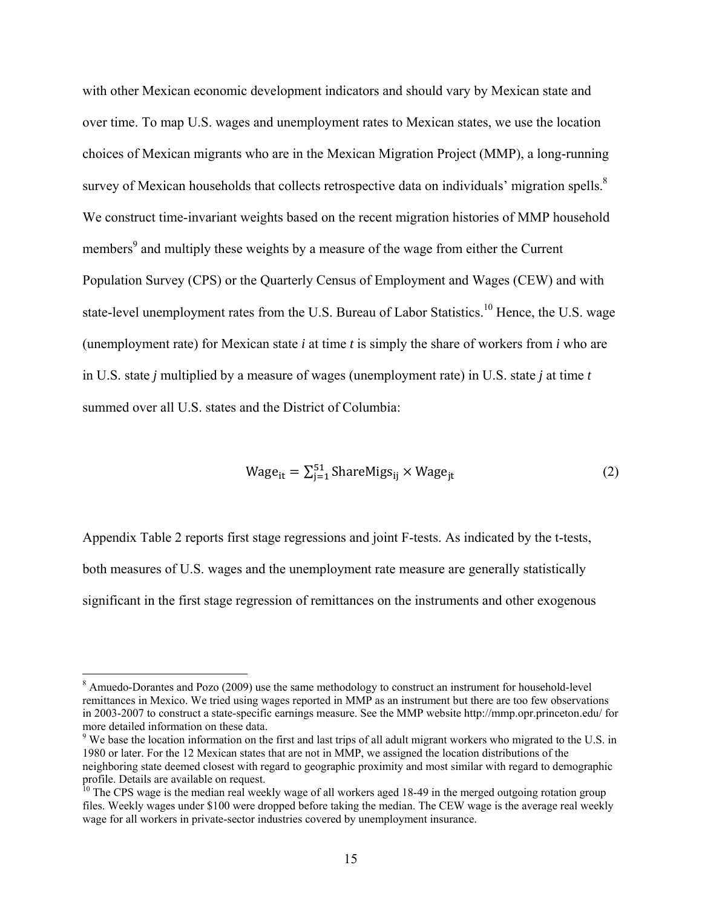with other Mexican economic development indicators and should vary by Mexican state and over time. To map U.S. wages and unemployment rates to Mexican states, we use the location choices of Mexican migrants who are in the Mexican Migration Project (MMP), a long-running survey of Mexican households that collects retrospective data on individuals' migration spells.[8] We construct time-invariant weights based on the recent migration histories of MMP household members[9] and multiply these weights by a measure of the wage from either the Current Population Survey (CPS) or the Quarterly Census of Employment and Wages (CEW) and with state-level unemployment rates from the U.S. Bureau of Labor Statistics.[10] Hence, the U.S. wage (unemployment rate) for Mexican state *i* at time *t* is simply the share of workers from *i* who are in U.S. state *j* multiplied by a measure of wages (unemployment rate) in U.S. state *j* at time *t* summed over all U.S. states and the District of Columbia:

$$\text{Wage}_{\text{it}} = \sum_{\text{j}=1}^{51} \text{ShareMigs}_{\text{ij}} \times \text{Wage}_{\text{jt}} \tag{2}$$

Appendix Table 2 reports first stage regressions and joint F-tests. As indicated by the t-tests, both measures of U.S. wages and the unemployment rate measure are generally statistically significant in the first stage regression of remittances on the instruments and other exogenous

[8] Amuedo-Dorantes and Pozo (2009) use the same methodology to construct an instrument for household-level remittances in Mexico. We tried using wages reported in MMP as an instrument but there are too few observations in 2003-2007 to construct a state-specific earnings measure. See the MMP website http://mmp.opr.princeton.edu/ for more detailed information on these data.

[9] We base the location information on the first and last trips of all adult migrant workers who migrated to the U.S. in 1980 or later. For the 12 Mexican states that are not in MMP, we assigned the location distributions of the neighboring state deemed closest with regard to geographic proximity and most similar with regard to demographic profile. Details are available on request.

[10] The CPS wage is the median real weekly wage of all workers aged 18-49 in the merged outgoing rotation group files. Weekly wages under $100 were dropped before taking the median. The CEW wage is the average real weekly wage for all workers in private-sector industries covered by unemployment insurance.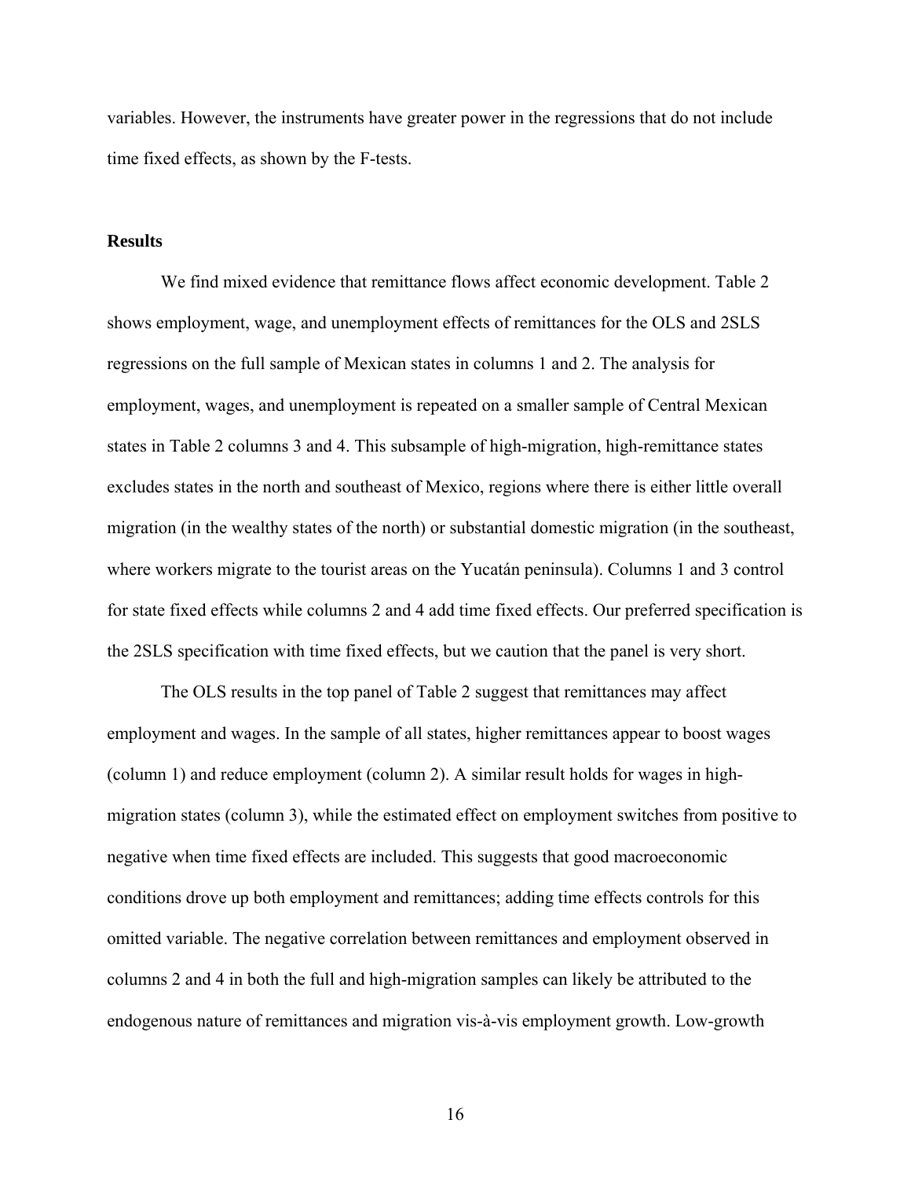variables. However, the instruments have greater power in the regressions that do not include time fixed effects, as shown by the F-tests.

**Results**

We find mixed evidence that remittance flows affect economic development. Table 2 shows employment, wage, and unemployment effects of remittances for the OLS and 2SLS regressions on the full sample of Mexican states in columns 1 and 2. The analysis for employment, wages, and unemployment is repeated on a smaller sample of Central Mexican states in Table 2 columns 3 and 4. This subsample of high-migration, high-remittance states excludes states in the north and southeast of Mexico, regions where there is either little overall migration (in the wealthy states of the north) or substantial domestic migration (in the southeast, where workers migrate to the tourist areas on the Yucatán peninsula). Columns 1 and 3 control for state fixed effects while columns 2 and 4 add time fixed effects. Our preferred specification is the 2SLS specification with time fixed effects, but we caution that the panel is very short.

The OLS results in the top panel of Table 2 suggest that remittances may affect employment and wages. In the sample of all states, higher remittances appear to boost wages (column 1) and reduce employment (column 2). A similar result holds for wages in high-migration states (column 3), while the estimated effect on employment switches from positive to negative when time fixed effects are included. This suggests that good macroeconomic conditions drove up both employment and remittances; adding time effects controls for this omitted variable. The negative correlation between remittances and employment observed in columns 2 and 4 in both the full and high-migration samples can likely be attributed to the endogenous nature of remittances and migration vis-à-vis employment growth. Low-growth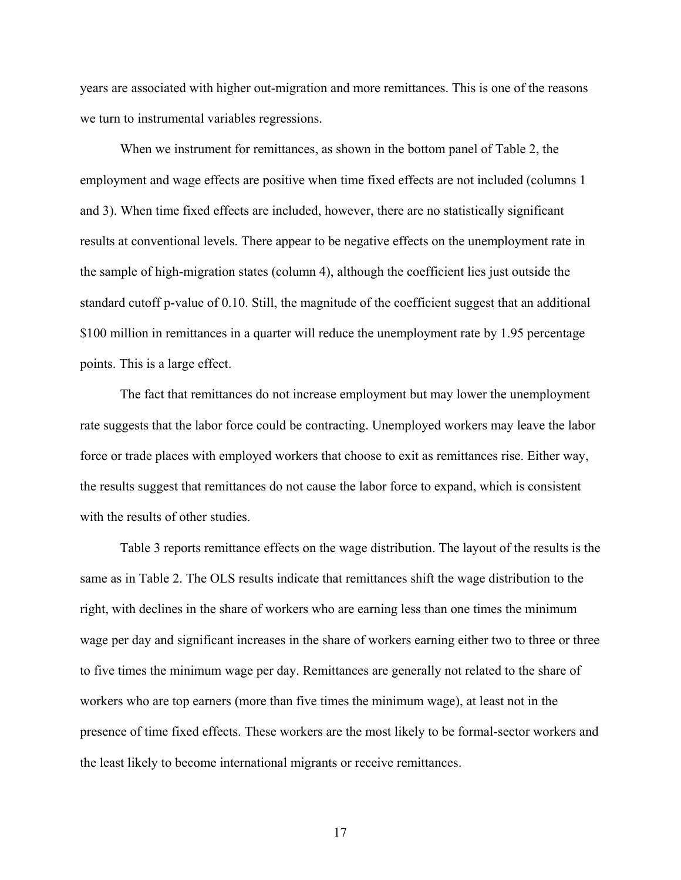years are associated with higher out-migration and more remittances. This is one of the reasons we turn to instrumental variables regressions.

When we instrument for remittances, as shown in the bottom panel of Table 2, the employment and wage effects are positive when time fixed effects are not included (columns 1 and 3). When time fixed effects are included, however, there are no statistically significant results at conventional levels. There appear to be negative effects on the unemployment rate in the sample of high-migration states (column 4), although the coefficient lies just outside the standard cutoff p-value of 0.10. Still, the magnitude of the coefficient suggest that an additional $100 million in remittances in a quarter will reduce the unemployment rate by 1.95 percentage points. This is a large effect.

The fact that remittances do not increase employment but may lower the unemployment rate suggests that the labor force could be contracting. Unemployed workers may leave the labor force or trade places with employed workers that choose to exit as remittances rise. Either way, the results suggest that remittances do not cause the labor force to expand, which is consistent with the results of other studies.

Table 3 reports remittance effects on the wage distribution. The layout of the results is the same as in Table 2. The OLS results indicate that remittances shift the wage distribution to the right, with declines in the share of workers who are earning less than one times the minimum wage per day and significant increases in the share of workers earning either two to three or three to five times the minimum wage per day. Remittances are generally not related to the share of workers who are top earners (more than five times the minimum wage), at least not in the presence of time fixed effects. These workers are the most likely to be formal-sector workers and the least likely to become international migrants or receive remittances.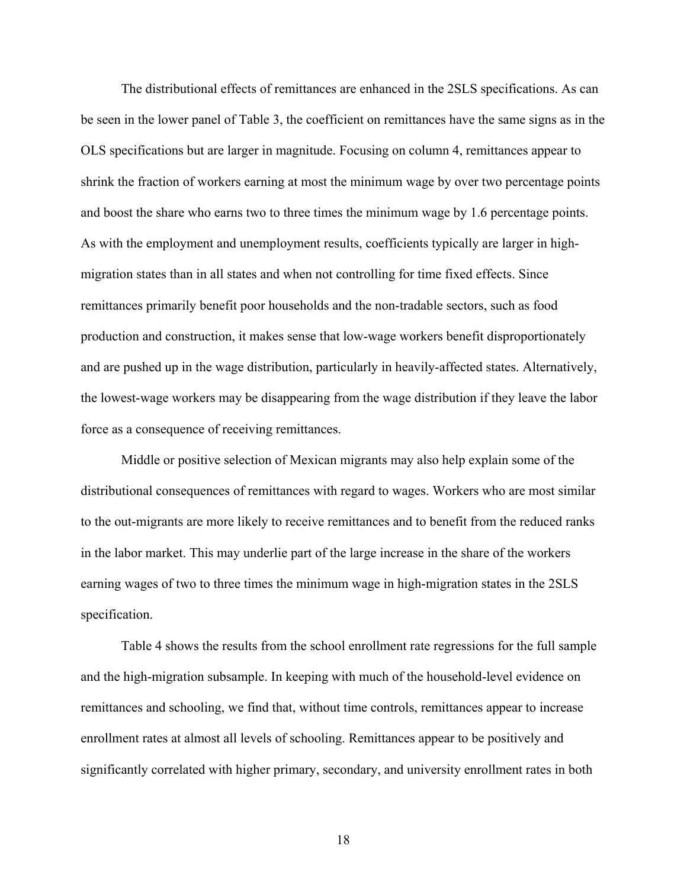The distributional effects of remittances are enhanced in the 2SLS specifications. As can be seen in the lower panel of Table 3, the coefficient on remittances have the same signs as in the OLS specifications but are larger in magnitude. Focusing on column 4, remittances appear to shrink the fraction of workers earning at most the minimum wage by over two percentage points and boost the share who earns two to three times the minimum wage by 1.6 percentage points. As with the employment and unemployment results, coefficients typically are larger in high-migration states than in all states and when not controlling for time fixed effects. Since remittances primarily benefit poor households and the non-tradable sectors, such as food production and construction, it makes sense that low-wage workers benefit disproportionately and are pushed up in the wage distribution, particularly in heavily-affected states. Alternatively, the lowest-wage workers may be disappearing from the wage distribution if they leave the labor force as a consequence of receiving remittances.

Middle or positive selection of Mexican migrants may also help explain some of the distributional consequences of remittances with regard to wages. Workers who are most similar to the out-migrants are more likely to receive remittances and to benefit from the reduced ranks in the labor market. This may underlie part of the large increase in the share of the workers earning wages of two to three times the minimum wage in high-migration states in the 2SLS specification.

Table 4 shows the results from the school enrollment rate regressions for the full sample and the high-migration subsample. In keeping with much of the household-level evidence on remittances and schooling, we find that, without time controls, remittances appear to increase enrollment rates at almost all levels of schooling. Remittances appear to be positively and significantly correlated with higher primary, secondary, and university enrollment rates in both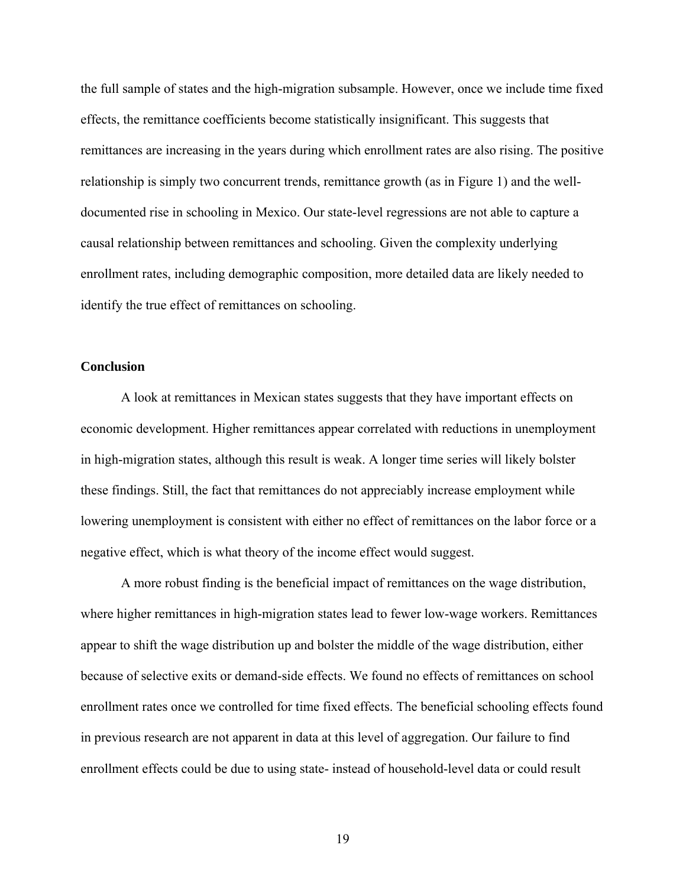the full sample of states and the high-migration subsample. However, once we include time fixed effects, the remittance coefficients become statistically insignificant. This suggests that remittances are increasing in the years during which enrollment rates are also rising. The positive relationship is simply two concurrent trends, remittance growth (as in Figure 1) and the well-documented rise in schooling in Mexico. Our state-level regressions are not able to capture a causal relationship between remittances and schooling. Given the complexity underlying enrollment rates, including demographic composition, more detailed data are likely needed to identify the true effect of remittances on schooling.

## Conclusion

A look at remittances in Mexican states suggests that they have important effects on economic development. Higher remittances appear correlated with reductions in unemployment in high-migration states, although this result is weak. A longer time series will likely bolster these findings. Still, the fact that remittances do not appreciably increase employment while lowering unemployment is consistent with either no effect of remittances on the labor force or a negative effect, which is what theory of the income effect would suggest.

A more robust finding is the beneficial impact of remittances on the wage distribution, where higher remittances in high-migration states lead to fewer low-wage workers. Remittances appear to shift the wage distribution up and bolster the middle of the wage distribution, either because of selective exits or demand-side effects. We found no effects of remittances on school enrollment rates once we controlled for time fixed effects. The beneficial schooling effects found in previous research are not apparent in data at this level of aggregation. Our failure to find enrollment effects could be due to using state- instead of household-level data or could result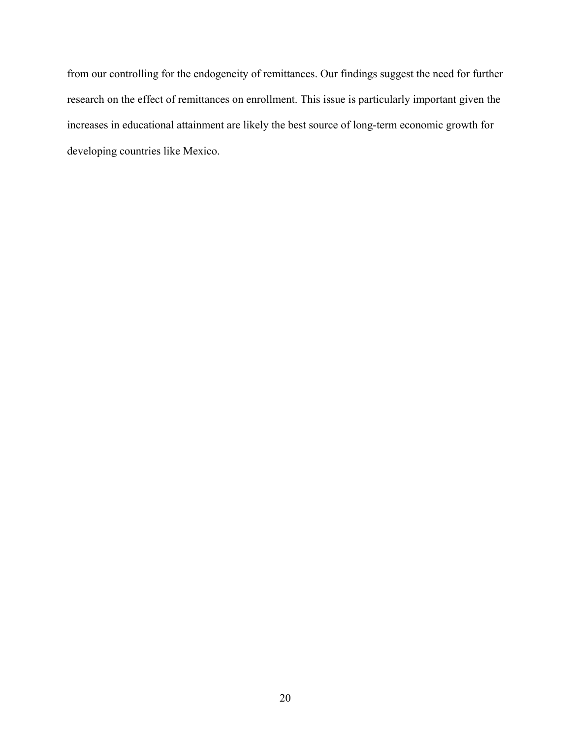from our controlling for the endogeneity of remittances. Our findings suggest the need for further research on the effect of remittances on enrollment. This issue is particularly important given the increases in educational attainment are likely the best source of long-term economic growth for developing countries like Mexico.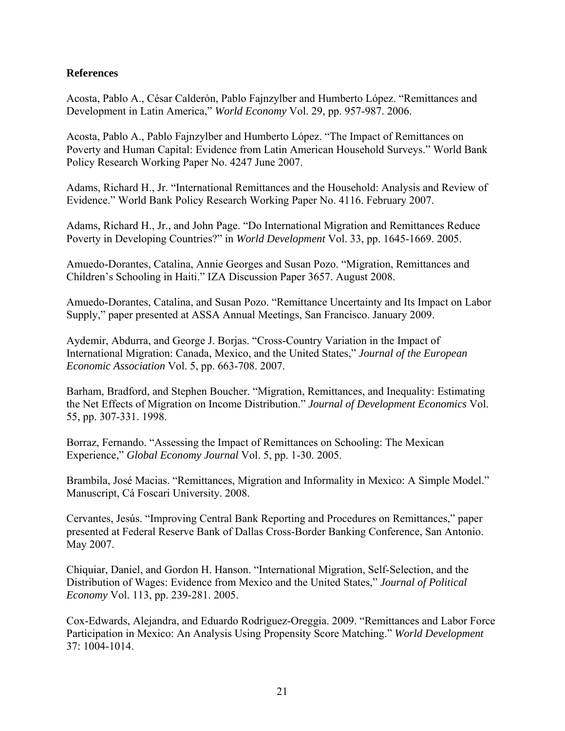**References**

Acosta, Pablo A., César Calderón, Pablo Fajnzylber and Humberto López. "Remittances and Development in Latin America," *World Economy* Vol. 29, pp. 957-987. 2006.

Acosta, Pablo A., Pablo Fajnzylber and Humberto López. "The Impact of Remittances on Poverty and Human Capital: Evidence from Latin American Household Surveys." World Bank Policy Research Working Paper No. 4247 June 2007.

Adams, Richard H., Jr. "International Remittances and the Household: Analysis and Review of Evidence." World Bank Policy Research Working Paper No. 4116. February 2007.

Adams, Richard H., Jr., and John Page. "Do International Migration and Remittances Reduce Poverty in Developing Countries?" in *World Development* Vol. 33, pp. 1645-1669. 2005.

Amuedo-Dorantes, Catalina, Annie Georges and Susan Pozo. "Migration, Remittances and Children's Schooling in Haiti." IZA Discussion Paper 3657. August 2008.

Amuedo-Dorantes, Catalina, and Susan Pozo. "Remittance Uncertainty and Its Impact on Labor Supply," paper presented at ASSA Annual Meetings, San Francisco. January 2009.

Aydemir, Abdurra, and George J. Borjas. "Cross-Country Variation in the Impact of International Migration: Canada, Mexico, and the United States," *Journal of the European Economic Association* Vol. 5, pp. 663-708. 2007.

Barham, Bradford, and Stephen Boucher. "Migration, Remittances, and Inequality: Estimating the Net Effects of Migration on Income Distribution." *Journal of Development Economics* Vol. 55, pp. 307-331. 1998.

Borraz, Fernando. "Assessing the Impact of Remittances on Schooling: The Mexican Experience," *Global Economy Journal* Vol. 5, pp. 1-30. 2005.

Brambila, José Macias. "Remittances, Migration and Informality in Mexico: A Simple Model." Manuscript, Cá Foscari University. 2008.

Cervantes, Jesús. "Improving Central Bank Reporting and Procedures on Remittances," paper presented at Federal Reserve Bank of Dallas Cross-Border Banking Conference, San Antonio. May 2007.

Chiquiar, Daniel, and Gordon H. Hanson. "International Migration, Self-Selection, and the Distribution of Wages: Evidence from Mexico and the United States," *Journal of Political Economy* Vol. 113, pp. 239-281. 2005.

Cox-Edwards, Alejandra, and Eduardo Rodriguez-Oreggia. 2009. "Remittances and Labor Force Participation in Mexico: An Analysis Using Propensity Score Matching." *World Development* 37: 1004-1014.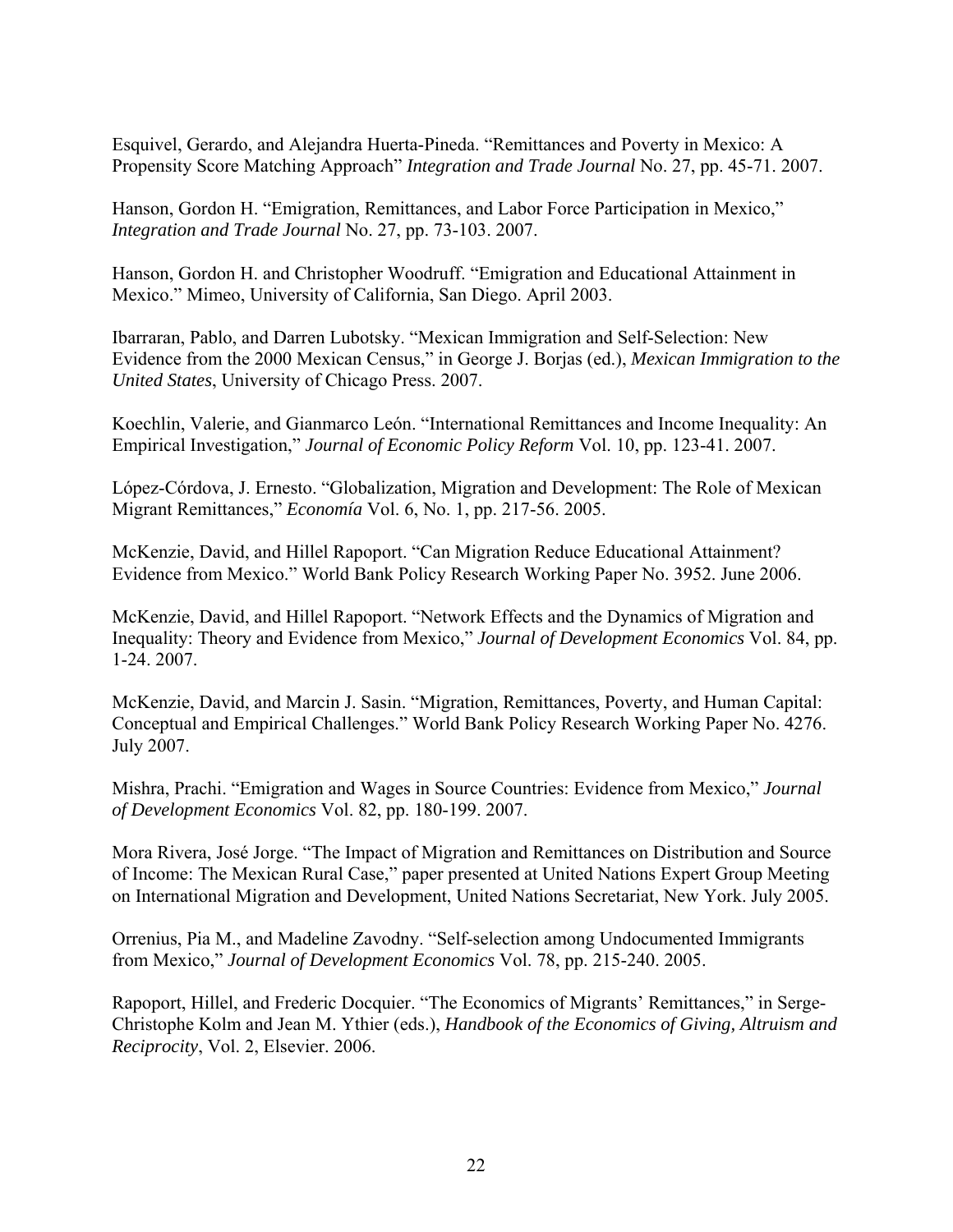Esquivel, Gerardo, and Alejandra Huerta-Pineda. "Remittances and Poverty in Mexico: A Propensity Score Matching Approach" *Integration and Trade Journal* No. 27, pp. 45-71. 2007.

Hanson, Gordon H. "Emigration, Remittances, and Labor Force Participation in Mexico," *Integration and Trade Journal* No. 27, pp. 73-103. 2007.

Hanson, Gordon H. and Christopher Woodruff. "Emigration and Educational Attainment in Mexico." Mimeo, University of California, San Diego. April 2003.

Ibarraran, Pablo, and Darren Lubotsky. "Mexican Immigration and Self-Selection: New Evidence from the 2000 Mexican Census," in George J. Borjas (ed.), *Mexican Immigration to the United States*, University of Chicago Press. 2007.

Koechlin, Valerie, and Gianmarco León. "International Remittances and Income Inequality: An Empirical Investigation," *Journal of Economic Policy Reform* Vol. 10, pp. 123-41. 2007.

López-Córdova, J. Ernesto. "Globalization, Migration and Development: The Role of Mexican Migrant Remittances," *Economía* Vol. 6, No. 1, pp. 217-56. 2005.

McKenzie, David, and Hillel Rapoport. "Can Migration Reduce Educational Attainment? Evidence from Mexico." World Bank Policy Research Working Paper No. 3952. June 2006.

McKenzie, David, and Hillel Rapoport. "Network Effects and the Dynamics of Migration and Inequality: Theory and Evidence from Mexico," *Journal of Development Economics* Vol. 84, pp. 1-24. 2007.

McKenzie, David, and Marcin J. Sasin. "Migration, Remittances, Poverty, and Human Capital: Conceptual and Empirical Challenges." World Bank Policy Research Working Paper No. 4276. July 2007.

Mishra, Prachi. "Emigration and Wages in Source Countries: Evidence from Mexico," *Journal of Development Economics* Vol. 82, pp. 180-199. 2007.

Mora Rivera, José Jorge. "The Impact of Migration and Remittances on Distribution and Source of Income: The Mexican Rural Case," paper presented at United Nations Expert Group Meeting on International Migration and Development, United Nations Secretariat, New York. July 2005.

Orrenius, Pia M., and Madeline Zavodny. "Self-selection among Undocumented Immigrants from Mexico," *Journal of Development Economics* Vol. 78, pp. 215-240. 2005.

Rapoport, Hillel, and Frederic Docquier. "The Economics of Migrants' Remittances," in Serge-Christophe Kolm and Jean M. Ythier (eds.), *Handbook of the Economics of Giving, Altruism and Reciprocity*, Vol. 2, Elsevier. 2006.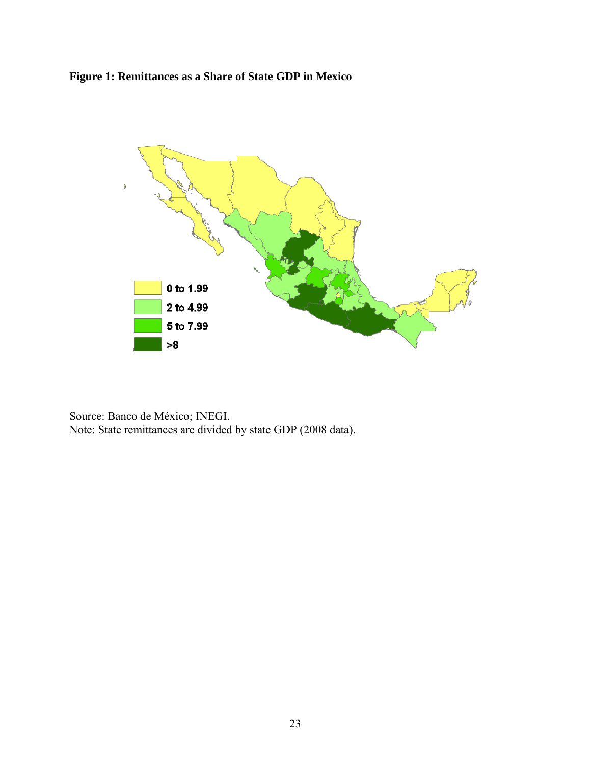**Figure 1: Remittances as a Share of State GDP in Mexico**

Source: Banco de México; INEGI.
Note: State remittances are divided by state GDP (2008 data).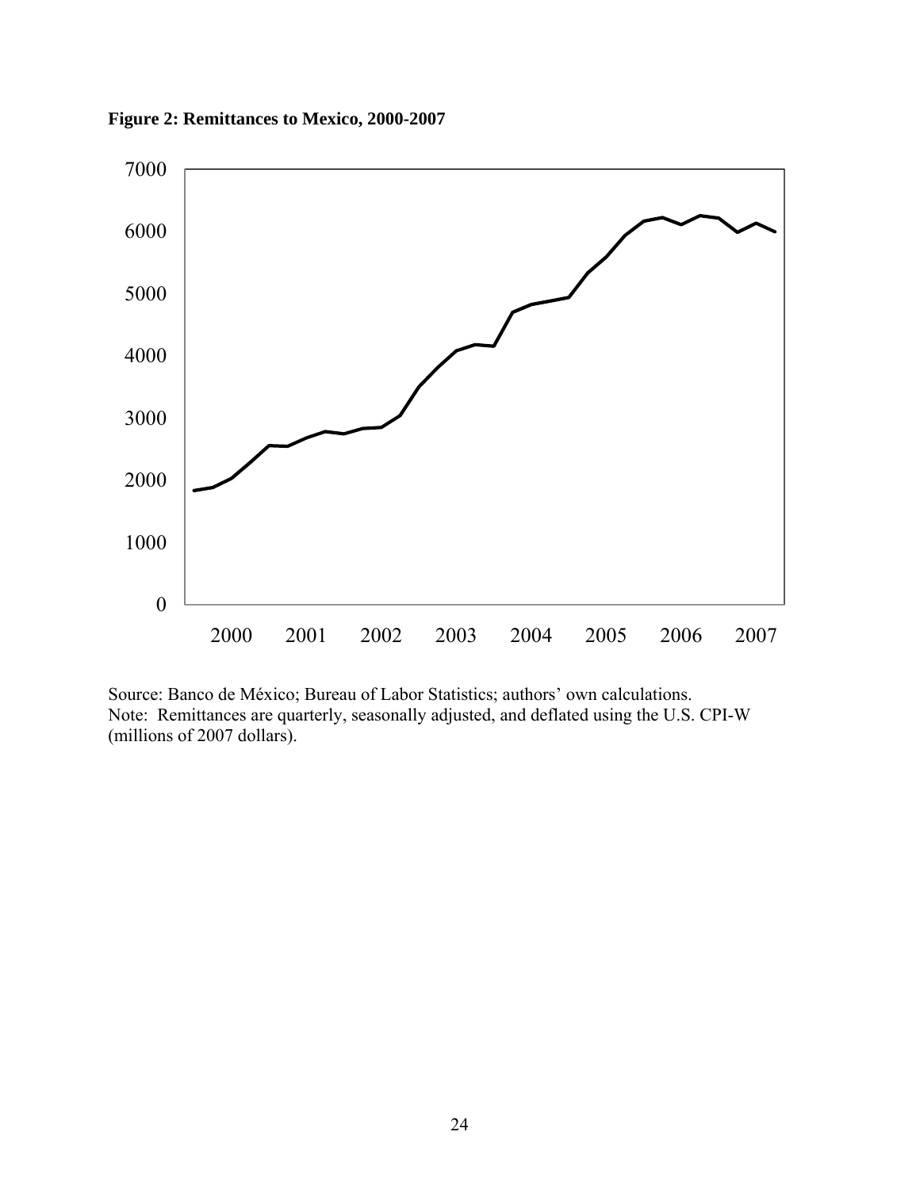**Figure 2: Remittances to Mexico, 2000-2007**

Source: Banco de México; Bureau of Labor Statistics; authors' own calculations.
Note: Remittances are quarterly, seasonally adjusted, and deflated using the U.S. CPI-W (millions of 2007 dollars).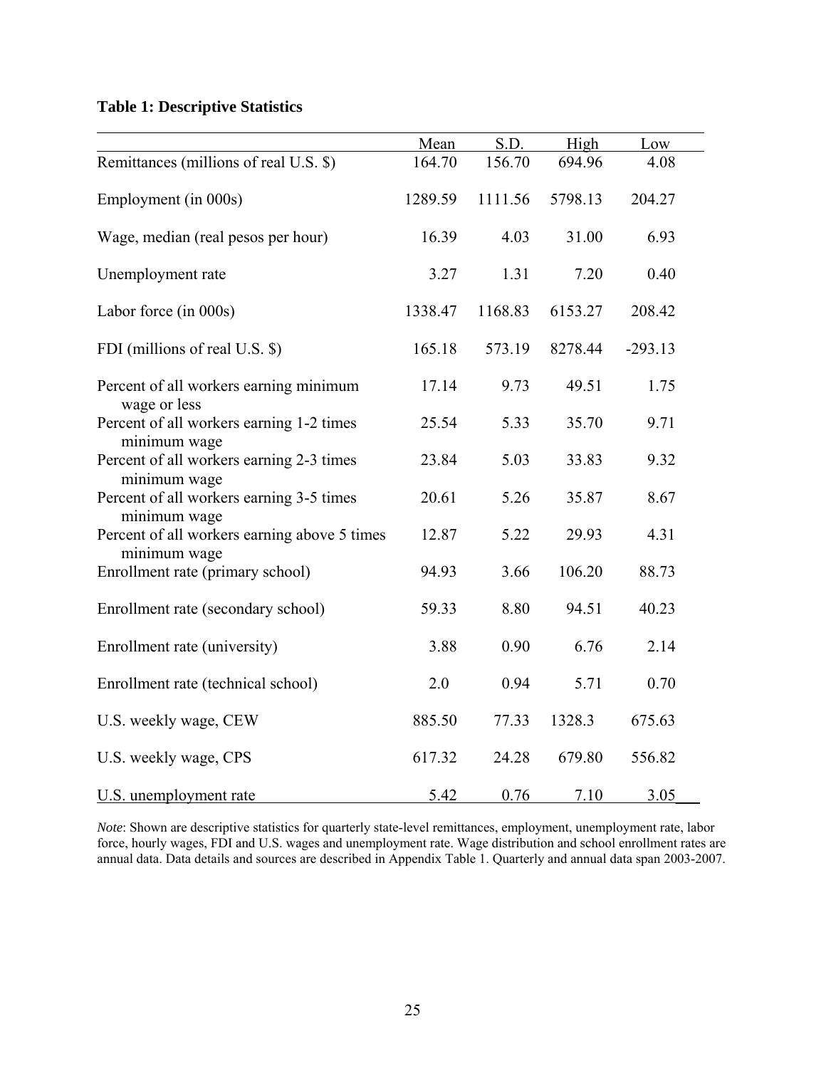**Table 1: Descriptive Statistics**

| | Mean | S.D. | High | Low |
|---|---|---|---|---|
| Remittances (millions of real U.S. $) | 164.70 | 156.70 | 694.96 | 4.08 |
| Employment (in 000s) | 1289.59 | 1111.56 | 5798.13 | 204.27 |
| Wage, median (real pesos per hour) | 16.39 | 4.03 | 31.00 | 6.93 |
| Unemployment rate | 3.27 | 1.31 | 7.20 | 0.40 |
| Labor force (in 000s) | 1338.47 | 1168.83 | 6153.27 | 208.42 |
| FDI (millions of real U.S. $) | 165.18 | 573.19 | 8278.44 | -293.13 |
| Percent of all workers earning minimum wage or less | 17.14 | 9.73 | 49.51 | 1.75 |
| Percent of all workers earning 1-2 times minimum wage | 25.54 | 5.33 | 35.70 | 9.71 |
| Percent of all workers earning 2-3 times minimum wage | 23.84 | 5.03 | 33.83 | 9.32 |
| Percent of all workers earning 3-5 times minimum wage | 20.61 | 5.26 | 35.87 | 8.67 |
| Percent of all workers earning above 5 times minimum wage | 12.87 | 5.22 | 29.93 | 4.31 |
| Enrollment rate (primary school) | 94.93 | 3.66 | 106.20 | 88.73 |
| Enrollment rate (secondary school) | 59.33 | 8.80 | 94.51 | 40.23 |
| Enrollment rate (university) | 3.88 | 0.90 | 6.76 | 2.14 |
| Enrollment rate (technical school) | 2.0 | 0.94 | 5.71 | 0.70 |
| U.S. weekly wage, CEW | 885.50 | 77.33 | 1328.3 | 675.63 |
| U.S. weekly wage, CPS | 617.32 | 24.28 | 679.80 | 556.82 |
| U.S. unemployment rate | 5.42 | 0.76 | 7.10 | 3.05 |

*Note*: Shown are descriptive statistics for quarterly state-level remittances, employment, unemployment rate, labor force, hourly wages, FDI and U.S. wages and unemployment rate. Wage distribution and school enrollment rates are annual data. Data details and sources are described in Appendix Table 1. Quarterly and annual data span 2003-2007.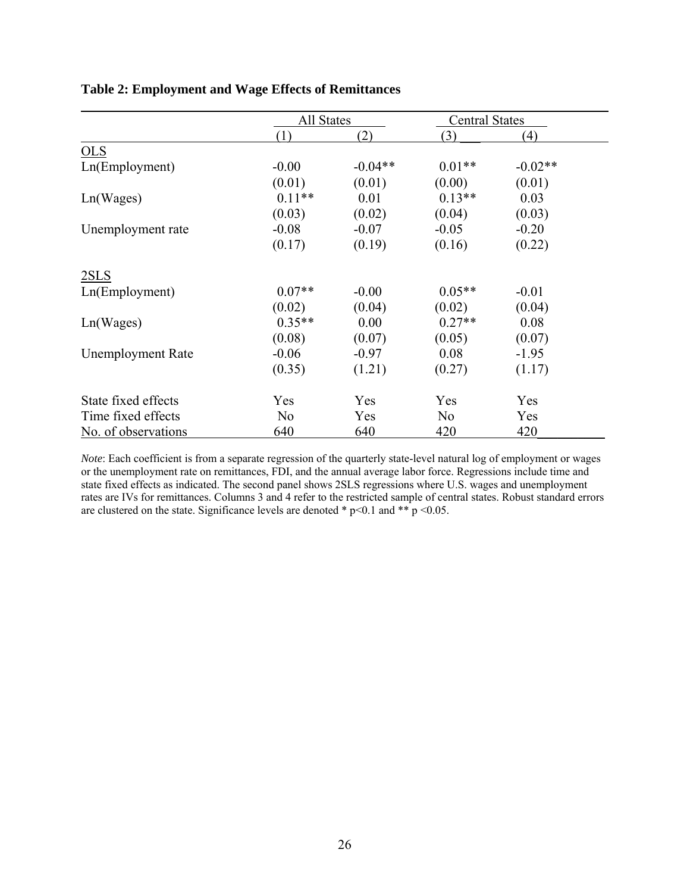**Table 2: Employment and Wage Effects of Remittances**

| | All States | | Central States | |
|---|---|---|---|---|
| | (1) | (2) | (3) | (4) |
| OLS | | | | |
| Ln(Employment) | -0.00 | -0.04** | 0.01** | -0.02** |
| | (0.01) | (0.01) | (0.00) | (0.01) |
| Ln(Wages) | 0.11** | 0.01 | 0.13** | 0.03 |
| | (0.03) | (0.02) | (0.04) | (0.03) |
| Unemployment rate | -0.08 | -0.07 | -0.05 | -0.20 |
| | (0.17) | (0.19) | (0.16) | (0.22) |
| 2SLS | | | | |
| Ln(Employment) | 0.07** | -0.00 | 0.05** | -0.01 |
| | (0.02) | (0.04) | (0.02) | (0.04) |
| Ln(Wages) | 0.35** | 0.00 | 0.27** | 0.08 |
| | (0.08) | (0.07) | (0.05) | (0.07) |
| Unemployment Rate | -0.06 | -0.97 | 0.08 | -1.95 |
| | (0.35) | (1.21) | (0.27) | (1.17) |
| State fixed effects | Yes | Yes | Yes | Yes |
| Time fixed effects | No | Yes | No | Yes |
| No. of observations | 640 | 640 | 420 | 420 |

*Note*: Each coefficient is from a separate regression of the quarterly state-level natural log of employment or wages or the unemployment rate on remittances, FDI, and the annual average labor force. Regressions include time and state fixed effects as indicated. The second panel shows 2SLS regressions where U.S. wages and unemployment rates are IVs for remittances. Columns 3 and 4 refer to the restricted sample of central states. Robust standard errors are clustered on the state. Significance levels are denoted * $p<0.1$ and ** $p<0.05$.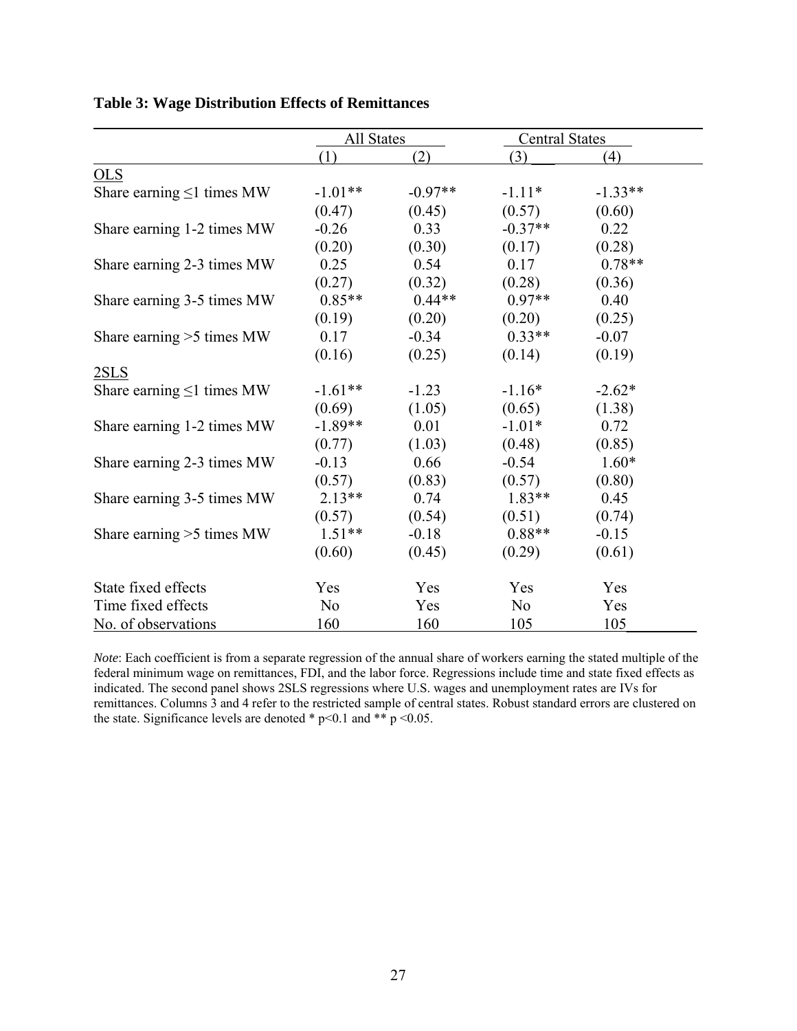**Table 3: Wage Distribution Effects of Remittances**

| | All States | | Central States | |
|---|---|---|---|---|
| | (1) | (2) | (3) | (4) |
| OLS | | | | |
| Share earning ≤1 times MW | -1.01** | -0.97** | -1.11* | -1.33** |
| | (0.47) | (0.45) | (0.57) | (0.60) |
| Share earning 1-2 times MW | -0.26 | 0.33 | -0.37** | 0.22 |
| | (0.20) | (0.30) | (0.17) | (0.28) |
| Share earning 2-3 times MW | 0.25 | 0.54 | 0.17 | 0.78** |
| | (0.27) | (0.32) | (0.28) | (0.36) |
| Share earning 3-5 times MW | 0.85** | 0.44** | 0.97** | 0.40 |
| | (0.19) | (0.20) | (0.20) | (0.25) |
| Share earning >5 times MW | 0.17 | -0.34 | 0.33** | -0.07 |
| | (0.16) | (0.25) | (0.14) | (0.19) |
| 2SLS | | | | |
| Share earning ≤1 times MW | -1.61** | -1.23 | -1.16* | -2.62* |
| | (0.69) | (1.05) | (0.65) | (1.38) |
| Share earning 1-2 times MW | -1.89** | 0.01 | -1.01* | 0.72 |
| | (0.77) | (1.03) | (0.48) | (0.85) |
| Share earning 2-3 times MW | -0.13 | 0.66 | -0.54 | 1.60* |
| | (0.57) | (0.83) | (0.57) | (0.80) |
| Share earning 3-5 times MW | 2.13** | 0.74 | 1.83** | 0.45 |
| | (0.57) | (0.54) | (0.51) | (0.74) |
| Share earning >5 times MW | 1.51** | -0.18 | 0.88** | -0.15 |
| | (0.60) | (0.45) | (0.29) | (0.61) |
| State fixed effects | Yes | Yes | Yes | Yes |
| Time fixed effects | No | Yes | No | Yes |
| No. of observations | 160 | 160 | 105 | 105 |

*Note*: Each coefficient is from a separate regression of the annual share of workers earning the stated multiple of the federal minimum wage on remittances, FDI, and the labor force. Regressions include time and state fixed effects as indicated. The second panel shows 2SLS regressions where U.S. wages and unemployment rates are IVs for remittances. Columns 3 and 4 refer to the restricted sample of central states. Robust standard errors are clustered on the state. Significance levels are denoted * $p<0.1$ and ** $p<0.05$.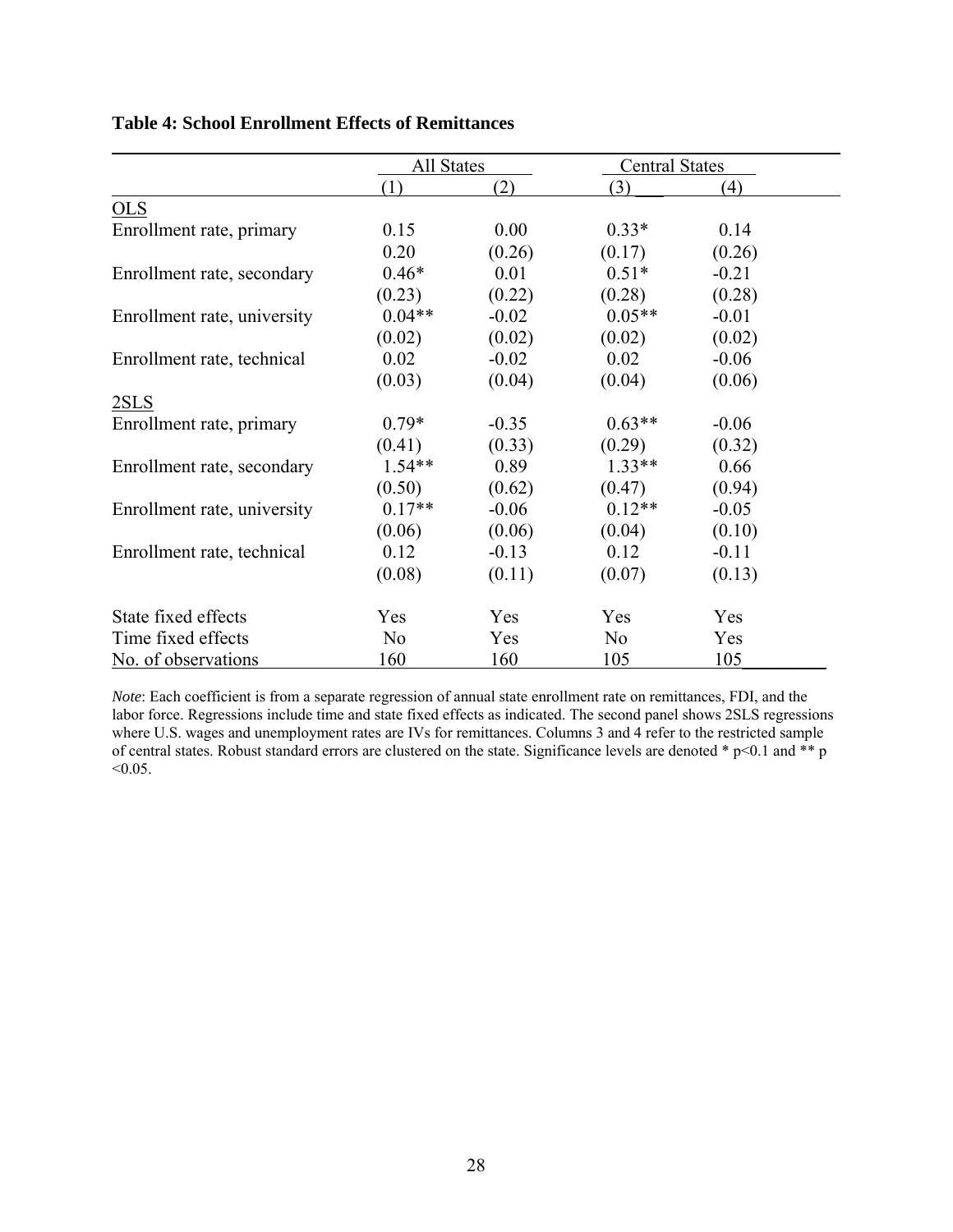**Table 4: School Enrollment Effects of Remittances**

| | All States | | Central States | |
|---|---|---|---|---|
| | (1) | (2) | (3) | (4) |
| OLS | | | | |
| Enrollment rate, primary | 0.15 | 0.00 | 0.33* | 0.14 |
| | 0.20 | (0.26) | (0.17) | (0.26) |
| Enrollment rate, secondary | 0.46* | 0.01 | 0.51* | -0.21 |
| | (0.23) | (0.22) | (0.28) | (0.28) |
| Enrollment rate, university | 0.04** | -0.02 | 0.05** | -0.01 |
| | (0.02) | (0.02) | (0.02) | (0.02) |
| Enrollment rate, technical | 0.02 | -0.02 | 0.02 | -0.06 |
| | (0.03) | (0.04) | (0.04) | (0.06) |
| 2SLS | | | | |
| Enrollment rate, primary | 0.79* | -0.35 | 0.63** | -0.06 |
| | (0.41) | (0.33) | (0.29) | (0.32) |
| Enrollment rate, secondary | 1.54** | 0.89 | 1.33** | 0.66 |
| | (0.50) | (0.62) | (0.47) | (0.94) |
| Enrollment rate, university | 0.17** | -0.06 | 0.12** | -0.05 |
| | (0.06) | (0.06) | (0.04) | (0.10) |
| Enrollment rate, technical | 0.12 | -0.13 | 0.12 | -0.11 |
| | (0.08) | (0.11) | (0.07) | (0.13) |
| State fixed effects | Yes | Yes | Yes | Yes |
| Time fixed effects | No | Yes | No | Yes |
| No. of observations | 160 | 160 | 105 | 105 |

*Note*: Each coefficient is from a separate regression of annual state enrollment rate on remittances, FDI, and the labor force. Regressions include time and state fixed effects as indicated. The second panel shows 2SLS regressions where U.S. wages and unemployment rates are IVs for remittances. Columns 3 and 4 refer to the restricted sample of central states. Robust standard errors are clustered on the state. Significance levels are denoted * $p<0.1$ and ** $p<0.05$.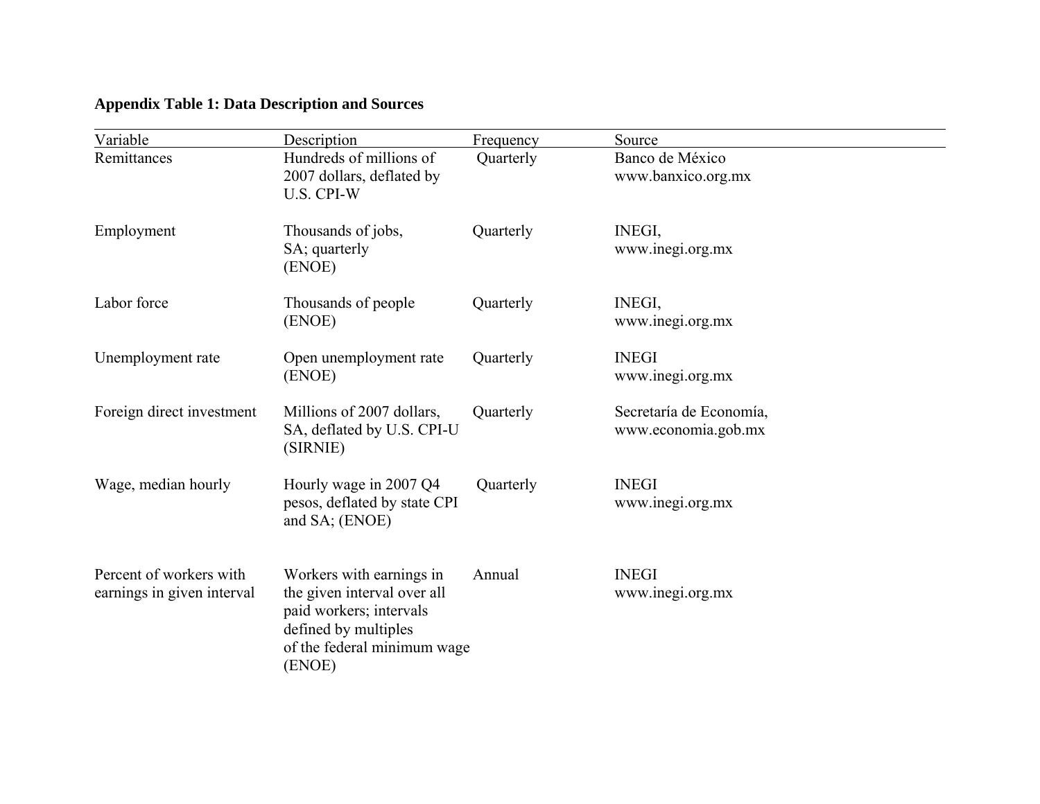**Appendix Table 1: Data Description and Sources**

| Variable | Description | Frequency | Source |
|---|---|---|---|
| Remittances | Hundreds of millions of 2007 dollars, deflated by U.S. CPI-W | Quarterly | Banco de México www.banxico.org.mx |
| Employment | Thousands of jobs, SA; quarterly (ENOE) | Quarterly | INEGI, www.inegi.org.mx |
| Labor force | Thousands of people (ENOE) | Quarterly | INEGI, www.inegi.org.mx |
| Unemployment rate | Open unemployment rate (ENOE) | Quarterly | INEGI www.inegi.org.mx |
| Foreign direct investment | Millions of 2007 dollars, SA, deflated by U.S. CPI-U (SIRNIE) | Quarterly | Secretaría de Economía, www.economia.gob.mx |
| Wage, median hourly | Hourly wage in 2007 Q4 pesos, deflated by state CPI and SA; (ENOE) | Quarterly | INEGI www.inegi.org.mx |
| Percent of workers with earnings in given interval | Workers with earnings in the given interval over all paid workers; intervals defined by multiples of the federal minimum wage (ENOE) | Annual | INEGI www.inegi.org.mx |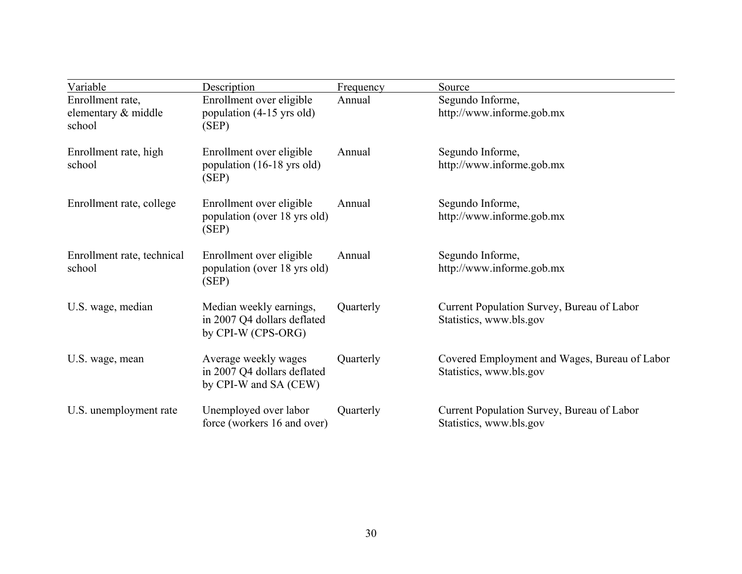| Variable | Description | Frequency | Source |
|---|---|---|---|
| Enrollment rate, elementary & middle school | Enrollment over eligible population (4-15 yrs old) (SEP) | Annual | Segundo Informe, http://www.informe.gob.mx |
| Enrollment rate, high school | Enrollment over eligible population (16-18 yrs old) (SEP) | Annual | Segundo Informe, http://www.informe.gob.mx |
| Enrollment rate, college | Enrollment over eligible population (over 18 yrs old) (SEP) | Annual | Segundo Informe, http://www.informe.gob.mx |
| Enrollment rate, technical school | Enrollment over eligible population (over 18 yrs old) (SEP) | Annual | Segundo Informe, http://www.informe.gob.mx |
| U.S. wage, median | Median weekly earnings, in 2007 Q4 dollars deflated by CPI-W (CPS-ORG) | Quarterly | Current Population Survey, Bureau of Labor Statistics, www.bls.gov |
| U.S. wage, mean | Average weekly wages in 2007 Q4 dollars deflated by CPI-W and SA (CEW) | Quarterly | Covered Employment and Wages, Bureau of Labor Statistics, www.bls.gov |
| U.S. unemployment rate | Unemployed over labor force (workers 16 and over) | Quarterly | Current Population Survey, Bureau of Labor Statistics, www.bls.gov |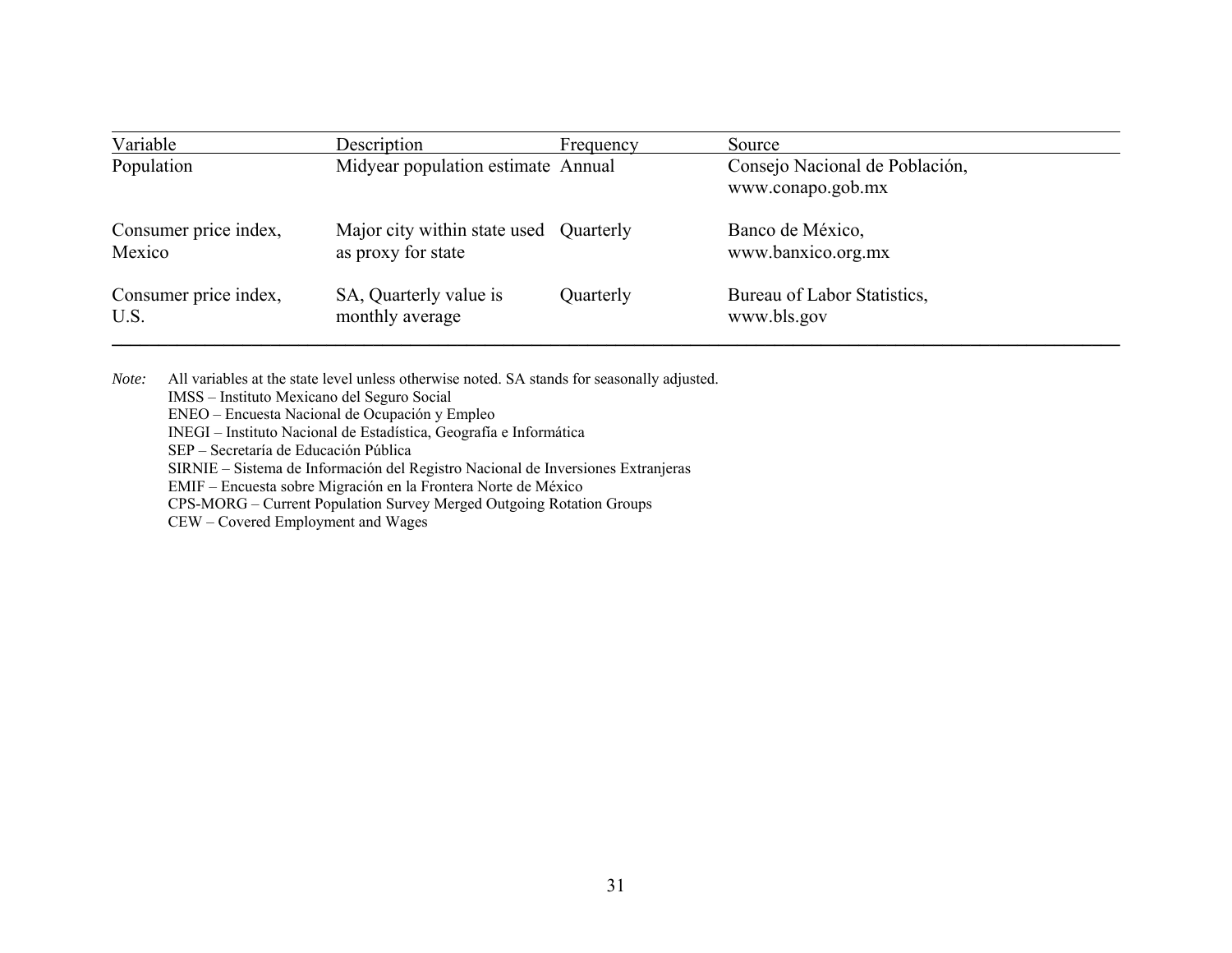| Variable | Description | Frequency | Source |
|---|---|---|---|
| Population | Midyear population estimate | Annual | Consejo Nacional de Población, www.conapo.gob.mx |
| Consumer price index, Mexico | Major city within state used as proxy for state | Quarterly | Banco de México, www.banxico.org.mx |
| Consumer price index, U.S. | SA, Quarterly value is monthly average | Quarterly | Bureau of Labor Statistics, www.bls.gov |

*Note:* All variables at the state level unless otherwise noted. SA stands for seasonally adjusted.
IMSS – Instituto Mexicano del Seguro Social
ENEO – Encuesta Nacional de Ocupación y Empleo
INEGI – Instituto Nacional de Estadística, Geografía e Informática
SEP – Secretaría de Educación Pública
SIRNIE – Sistema de Información del Registro Nacional de Inversiones Extranjeras
EMIF – Encuesta sobre Migración en la Frontera Norte de México
CPS-MORG – Current Population Survey Merged Outgoing Rotation Groups
CEW – Covered Employment and Wages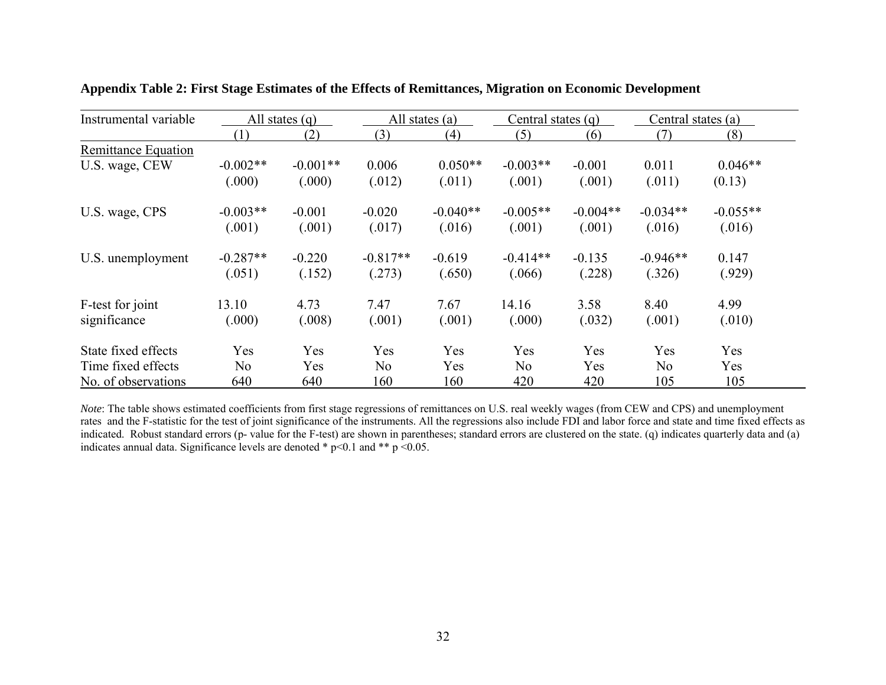**Appendix Table 2: First Stage Estimates of the Effects of Remittances, Migration on Economic Development**

| Instrumental variable | All states (q) | | All states (a) | | Central states (q) | | Central states (a) | |
|---|---|---|---|---|---|---|---|---|
| | (1) | (2) | (3) | (4) | (5) | (6) | (7) | (8) |
| Remittance Equation | | | | | | | | |
| U.S. wage, CEW | -0.002** | -0.001** | 0.006 | 0.050** | -0.003** | -0.001 | 0.011 | 0.046** |
| | (.000) | (.000) | (.012) | (.011) | (.001) | (.001) | (.011) | (0.13) |
| U.S. wage, CPS | -0.003** | -0.001 | -0.020 | -0.040** | -0.005** | -0.004** | -0.034** | -0.055** |
| | (.001) | (.001) | (.017) | (.016) | (.001) | (.001) | (.016) | (.016) |
| U.S. unemployment | -0.287** | -0.220 | -0.817** | -0.619 | -0.414** | -0.135 | -0.946** | 0.147 |
| | (.051) | (.152) | (.273) | (.650) | (.066) | (.228) | (.326) | (.929) |
| F-test for joint significance | 13.10 | 4.73 | 7.47 | 7.67 | 14.16 | 3.58 | 8.40 | 4.99 |
| | (.000) | (.008) | (.001) | (.001) | (.000) | (.032) | (.001) | (.010) |
| State fixed effects | Yes | Yes | Yes | Yes | Yes | Yes | Yes | Yes |
| Time fixed effects | No | Yes | No | Yes | No | Yes | No | Yes |
| No. of observations | 640 | 640 | 160 | 160 | 420 | 420 | 105 | 105 |

*Note*: The table shows estimated coefficients from first stage regressions of remittances on U.S. real weekly wages (from CEW and CPS) and unemployment rates and the F-statistic for the test of joint significance of the instruments. All the regressions also include FDI and labor force and state and time fixed effects as indicated. Robust standard errors (p- value for the F-test) are shown in parentheses; standard errors are clustered on the state. (q) indicates quarterly data and (a) indicates annual data. Significance levels are denoted * $p<0.1$ and ** $p<0.05$.